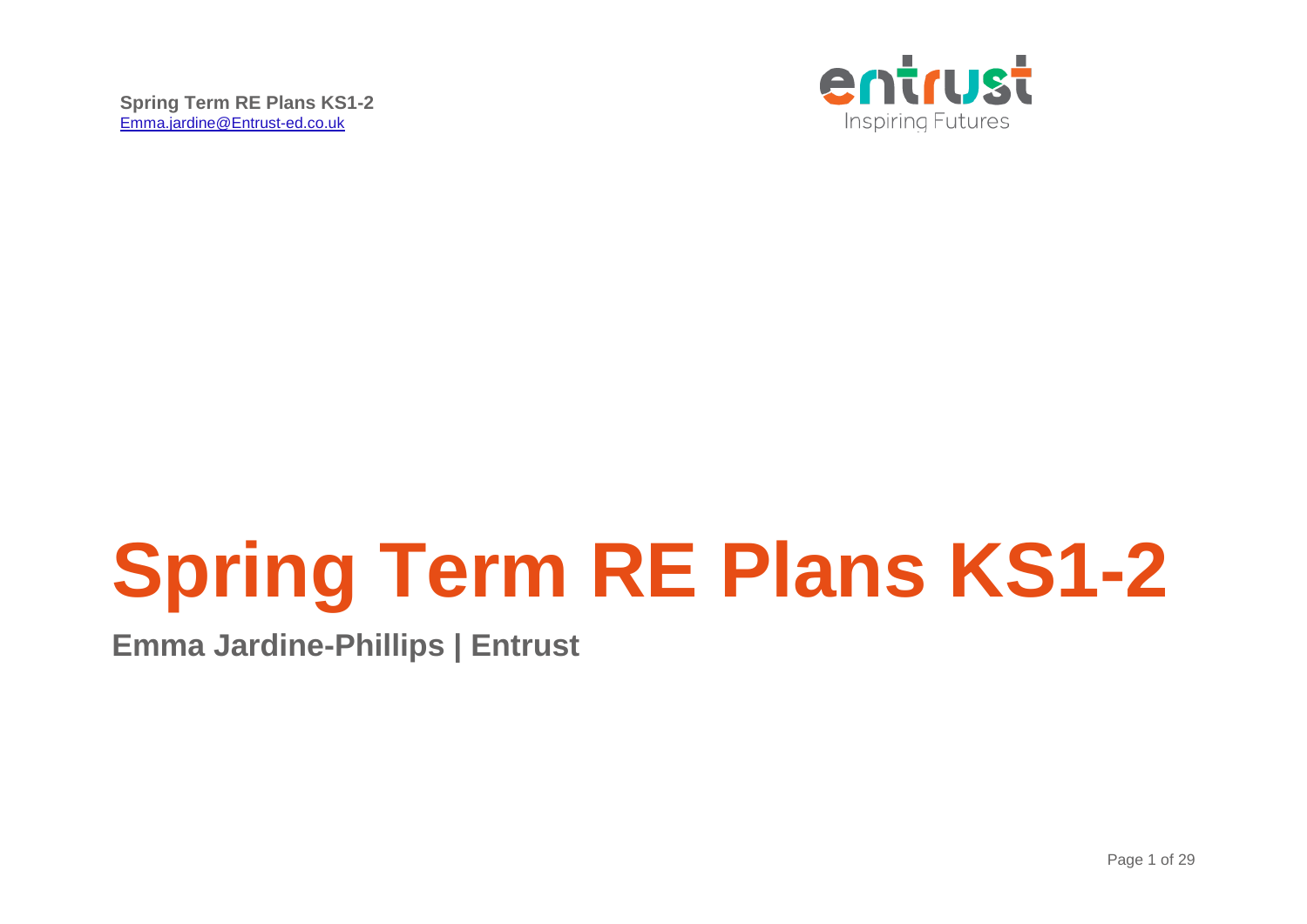**Spring Term RE Plans KS1-2**
Emma.jardine@Entrust-ed.co.uk

entrust
Inspiring Futures

# Spring Term RE Plans KS1-2

## Emma Jardine-Phillips | Entrust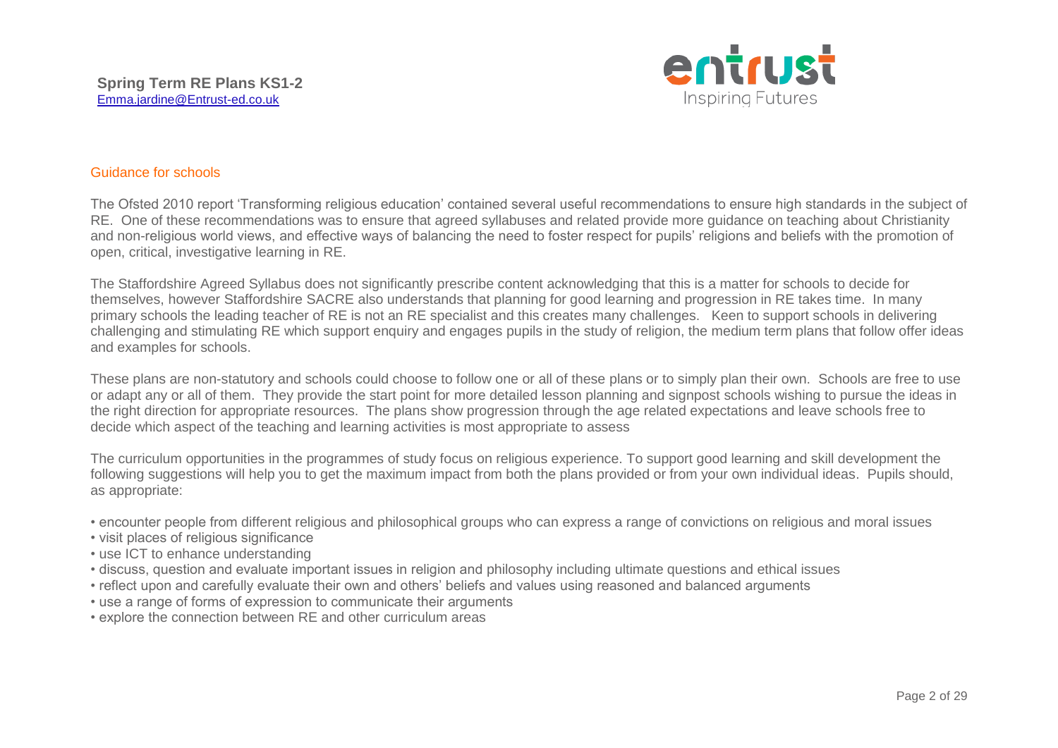**Spring Term RE Plans KS1-2**
Emma.jardine@Entrust-ed.co.uk

## Guidance for schools

The Ofsted 2010 report 'Transforming religious education' contained several useful recommendations to ensure high standards in the subject of RE. One of these recommendations was to ensure that agreed syllabuses and related provide more guidance on teaching about Christianity and non-religious world views, and effective ways of balancing the need to foster respect for pupils' religions and beliefs with the promotion of open, critical, investigative learning in RE.

The Staffordshire Agreed Syllabus does not significantly prescribe content acknowledging that this is a matter for schools to decide for themselves, however Staffordshire SACRE also understands that planning for good learning and progression in RE takes time. In many primary schools the leading teacher of RE is not an RE specialist and this creates many challenges. Keen to support schools in delivering challenging and stimulating RE which support enquiry and engages pupils in the study of religion, the medium term plans that follow offer ideas and examples for schools.

These plans are non-statutory and schools could choose to follow one or all of these plans or to simply plan their own. Schools are free to use or adapt any or all of them. They provide the start point for more detailed lesson planning and signpost schools wishing to pursue the ideas in the right direction for appropriate resources. The plans show progression through the age related expectations and leave schools free to decide which aspect of the teaching and learning activities is most appropriate to assess

The curriculum opportunities in the programmes of study focus on religious experience. To support good learning and skill development the following suggestions will help you to get the maximum impact from both the plans provided or from your own individual ideas. Pupils should, as appropriate:

- encounter people from different religious and philosophical groups who can express a range of convictions on religious and moral issues
- visit places of religious significance
- use ICT to enhance understanding
- discuss, question and evaluate important issues in religion and philosophy including ultimate questions and ethical issues
- reflect upon and carefully evaluate their own and others' beliefs and values using reasoned and balanced arguments
- use a range of forms of expression to communicate their arguments
- explore the connection between RE and other curriculum areas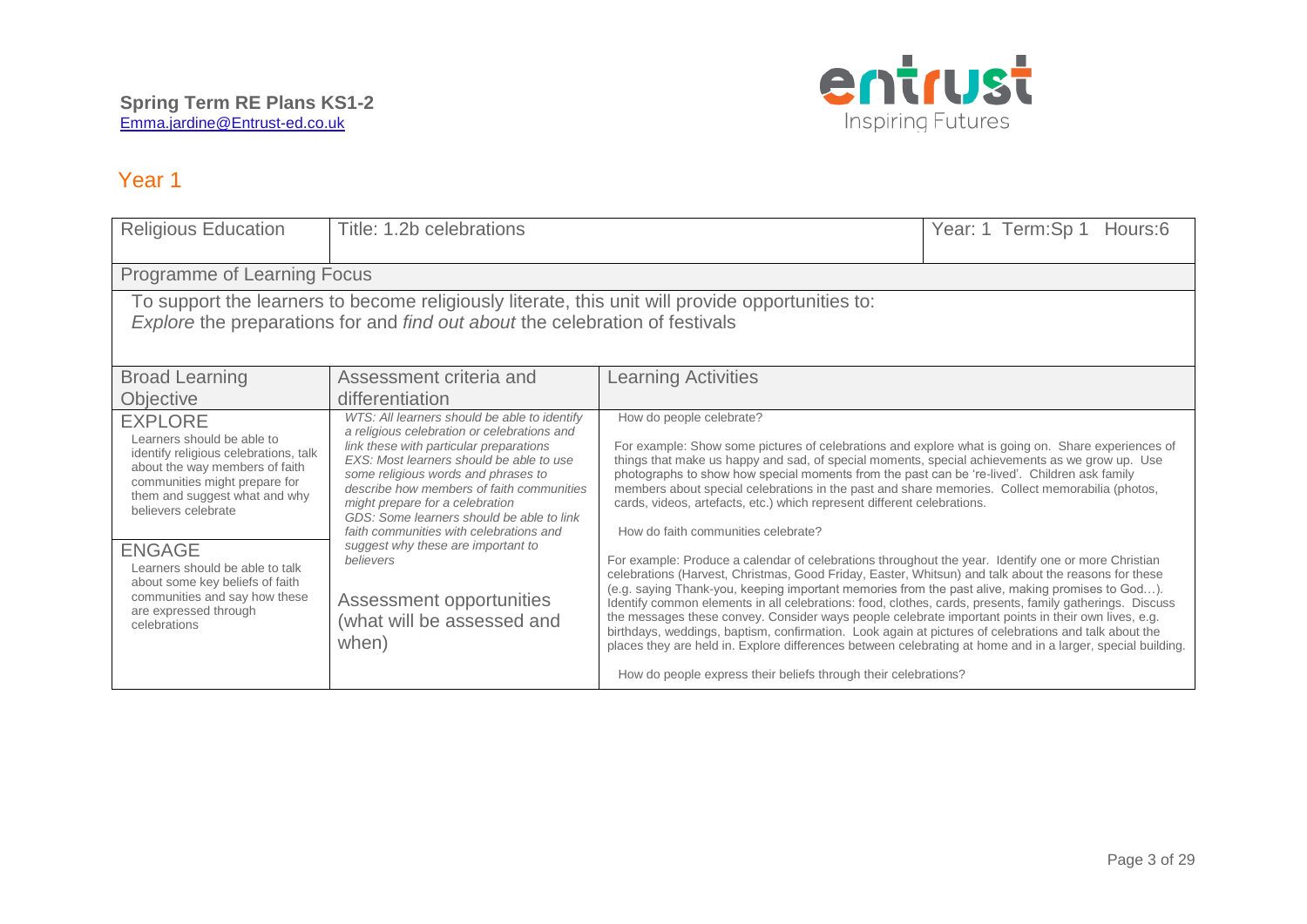**Spring Term RE Plans KS1-2**
Emma.jardine@Entrust-ed.co.uk

## Year 1

| Religious Education | Title: 1.2b celebrations | | Year: 1 Term:Sp 1 Hours:6 |
|---|---|---|---|
| Programme of Learning Focus | | | |
| To support the learners to become religiously literate, this unit will provide opportunities to: *Explore* the preparations for and *find out about* the celebration of festivals | | | |
| Broad Learning Objective | Assessment criteria and differentiation | Learning Activities | |
| EXPLORE<br>Learners should be able to identify religious celebrations, talk about the way members of faith communities might prepare for them and suggest what and why believers celebrate<br><br>ENGAGE<br>Learners should be able to talk about some key beliefs of faith communities and say how these are expressed through celebrations | *WTS: All learners should be able to identify a religious celebration or celebrations and link these with particular preparations*<br>*EXS: Most learners should be able to use some religious words and phrases to describe how members of faith communities might prepare for a celebration*<br>*GDS: Some learners should be able to link faith communities with celebrations and suggest why these are important to believers*<br><br>Assessment opportunities (what will be assessed and when) | How do people celebrate?<br><br>For example: Show some pictures of celebrations and explore what is going on. Share experiences of things that make us happy and sad, of special moments, special achievements as we grow up. Use photographs to show how special moments from the past can be 're-lived'. Children ask family members about special celebrations in the past and share memories. Collect memorabilia (photos, cards, videos, artefacts, etc.) which represent different celebrations.<br><br>How do faith communities celebrate?<br><br>For example: Produce a calendar of celebrations throughout the year. Identify one or more Christian celebrations (Harvest, Christmas, Good Friday, Easter, Whitsun) and talk about the reasons for these (e.g. saying Thank-you, keeping important memories from the past alive, making promises to God…). Identify common elements in all celebrations: food, clothes, cards, presents, family gatherings. Discuss the messages these convey. Consider ways people celebrate important points in their own lives, e.g. birthdays, weddings, baptism, confirmation. Look again at pictures of celebrations and talk about the places they are held in. Explore differences between celebrating at home and in a larger, special building.<br><br>How do people express their beliefs through their celebrations? | |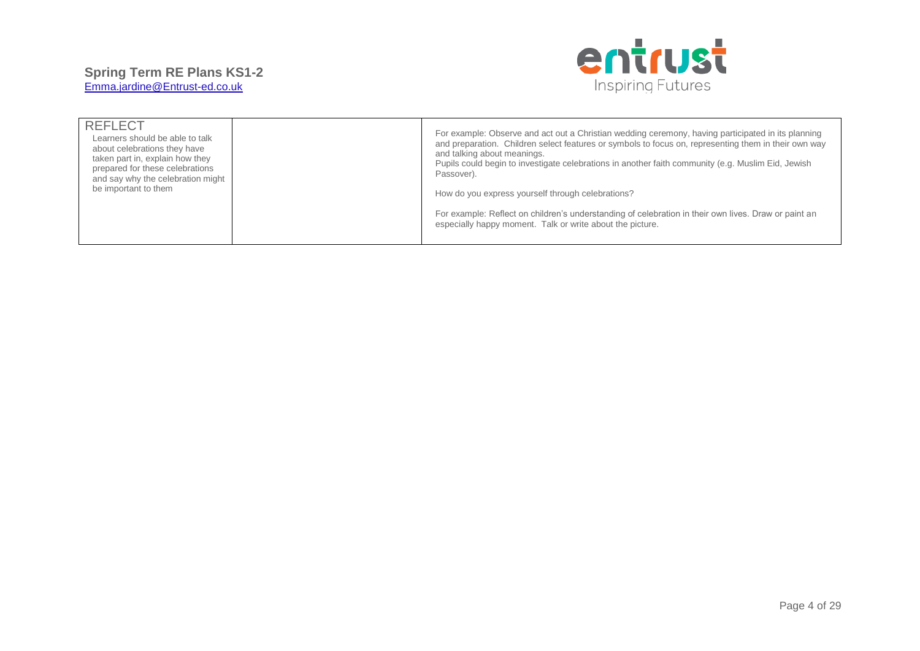| | | |
|---|---|---|
| REFLECT<br>Learners should be able to talk about celebrations they have taken part in, explain how they prepared for these celebrations and say why the celebration might be important to them | | For example: Observe and act out a Christian wedding ceremony, having participated in its planning and preparation. Children select features or symbols to focus on, representing them in their own way and talking about meanings.<br>Pupils could begin to investigate celebrations in another faith community (e.g. Muslim Eid, Jewish Passover).<br><br>How do you express yourself through celebrations?<br><br>For example: Reflect on children's understanding of celebration in their own lives. Draw or paint an especially happy moment. Talk or write about the picture. |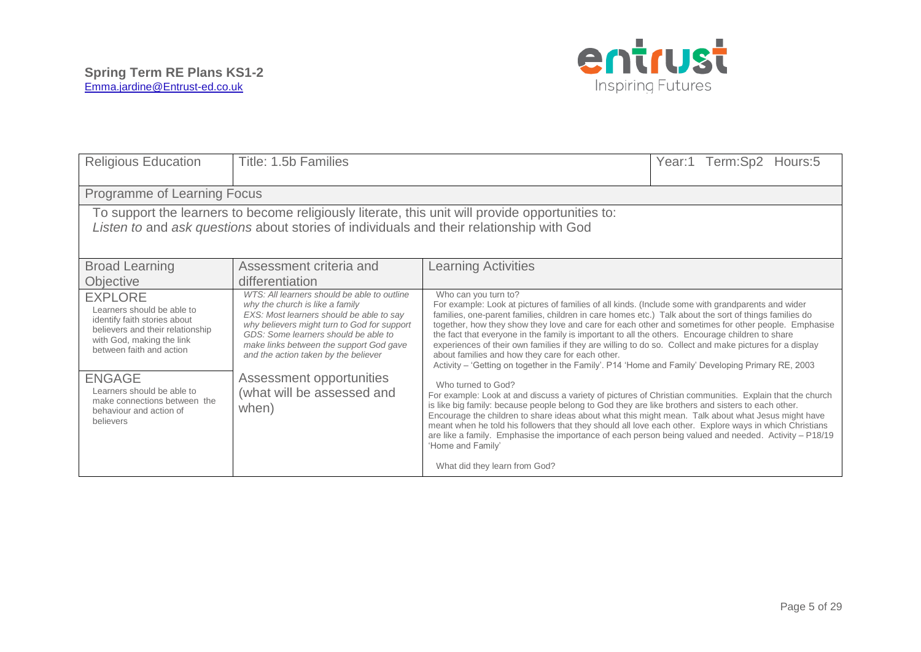**Spring Term RE Plans KS1-2**
Emma.jardine@Entrust-ed.co.uk

| Religious Education | Title: 1.5b Families | | Year:1 Term:Sp2 Hours:5 |
|---|---|---|---|
| Programme of Learning Focus | | | |
| To support the learners to become religiously literate, this unit will provide opportunities to: *Listen to* and *ask questions* about stories of individuals and their relationship with God | | | |
| Broad Learning Objective | Assessment criteria and differentiation | Learning Activities | |
| EXPLORE<br>Learners should be able to identify faith stories about believers and their relationship with God, making the link between faith and action<br><br>ENGAGE<br>Learners should be able to make connections between the behaviour and action of believers | *WTS: All learners should be able to outline why the church is like a family*<br>*EXS: Most learners should be able to say why believers might turn to God for support*<br>*GDS: Some learners should be able to make links between the support God gave and the action taken by the believer*<br><br>Assessment opportunities (what will be assessed and when) | Who can you turn to?<br>For example: Look at pictures of families of all kinds. (Include some with grandparents and wider families, one-parent families, children in care homes etc.) Talk about the sort of things families do together, how they show they love and care for each other and sometimes for other people. Emphasise the fact that everyone in the family is important to all the others. Encourage children to share experiences of their own families if they are willing to do so. Collect and make pictures for a display about families and how they care for each other.<br>Activity – 'Getting on together in the Family'. P14 'Home and Family' Developing Primary RE, 2003<br><br>Who turned to God?<br>For example: Look at and discuss a variety of pictures of Christian communities. Explain that the church is like big family: because people belong to God they are like brothers and sisters to each other. Encourage the children to share ideas about what this might mean. Talk about what Jesus might have meant when he told his followers that they should all love each other. Explore ways in which Christians are like a family. Emphasise the importance of each person being valued and needed. Activity – P18/19 'Home and Family'<br><br>What did they learn from God? | |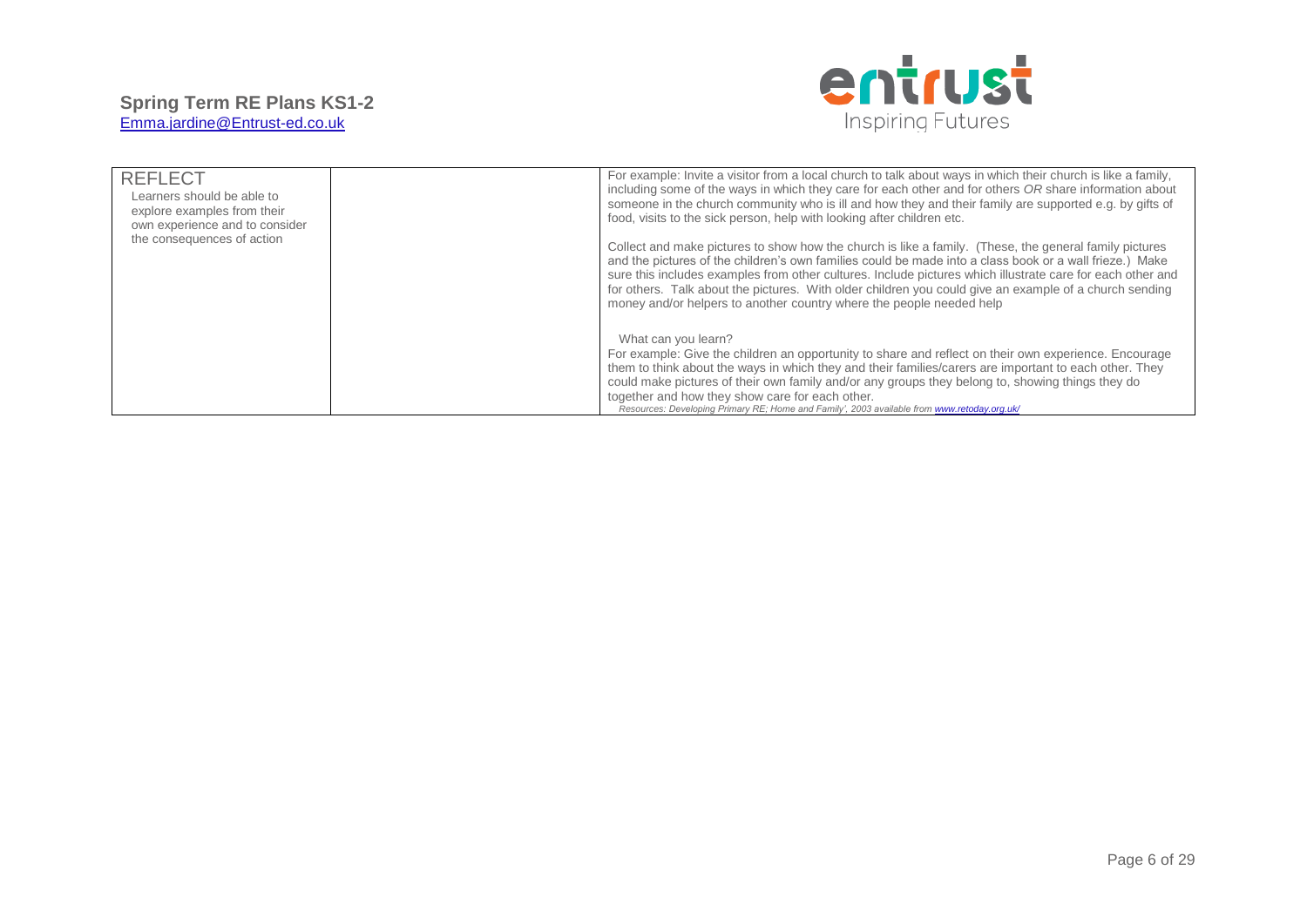| | | |
|---|---|---|
| REFLECT<br>Learners should be able to explore examples from their own experience and to consider the consequences of action | | For example: Invite a visitor from a local church to talk about ways in which their church is like a family, including some of the ways in which they care for each other and for others *OR* share information about someone in the church community who is ill and how they and their family are supported e.g. by gifts of food, visits to the sick person, help with looking after children etc.<br><br>Collect and make pictures to show how the church is like a family. (These, the general family pictures and the pictures of the children's own families could be made into a class book or a wall frieze.) Make sure this includes examples from other cultures. Include pictures which illustrate care for each other and for others. Talk about the pictures. With older children you could give an example of a church sending money and/or helpers to another country where the people needed help<br><br>What can you learn?<br>For example: Give the children an opportunity to share and reflect on their own experience. Encourage them to think about the ways in which they and their families/carers are important to each other. They could make pictures of their own family and/or any groups they belong to, showing things they do together and how they show care for each other.<br>*Resources: Developing Primary RE; Home and Family', 2003 available from [www.retoday.org.uk/](www.retoday.org.uk/)* |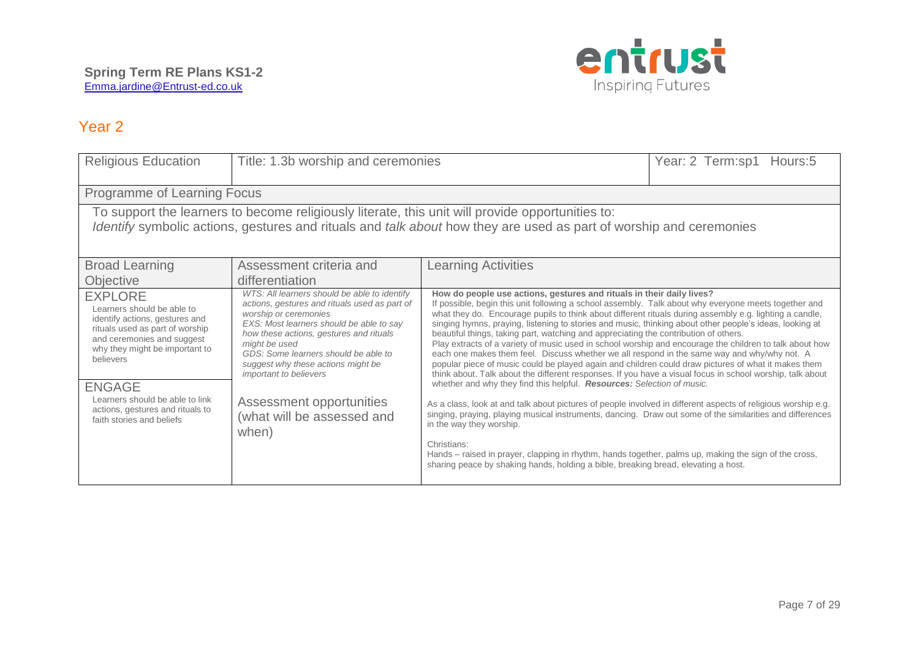**Spring Term RE Plans KS1-2**
Emma.jardine@Entrust-ed.co.uk

entrust
Inspiring Futures

## Year 2

| Religious Education | Title: 1.3b worship and ceremonies | Year: 2 Term:sp1 Hours:5 |
|---|---|---|
| **Programme of Learning Focus** | | |
| To support the learners to become religiously literate, this unit will provide opportunities to: *Identify* symbolic actions, gestures and rituals and *talk about* how they are used as part of worship and ceremonies | | |
| **Broad Learning Objective** | **Assessment criteria and differentiation** | **Learning Activities** |
| EXPLORE<br>Learners should be able to identify actions, gestures and rituals used as part of worship and ceremonies and suggest why they might be important to believers<br><br>ENGAGE<br>Learners should be able to link actions, gestures and rituals to faith stories and beliefs | *WTS: All learners should be able to identify actions, gestures and rituals used as part of worship or ceremonies*<br>*EXS: Most learners should be able to say how these actions, gestures and rituals might be used*<br>*GDS: Some learners should be able to suggest why these actions might be important to believers*<br><br>Assessment opportunities (what will be assessed and when) | **How do people use actions, gestures and rituals in their daily lives?**<br>If possible, begin this unit following a school assembly. Talk about why everyone meets together and what they do. Encourage pupils to think about different rituals during assembly e.g. lighting a candle, singing hymns, praying, listening to stories and music, thinking about other people's ideas, looking at beautiful things, taking part, watching and appreciating the contribution of others.<br>Play extracts of a variety of music used in school worship and encourage the children to talk about how each one makes them feel. Discuss whether we all respond in the same way and why/why not. A popular piece of music could be played again and children could draw pictures of what it makes them think about. Talk about the different responses. If you have a visual focus in school worship, talk about whether and why they find this helpful. ***Resources:*** *Selection of music.*<br><br>As a class, look at and talk about pictures of people involved in different aspects of religious worship e.g. singing, praying, playing musical instruments, dancing. Draw out some of the similarities and differences in the way they worship.<br><br>Christians:<br>Hands – raised in prayer, clapping in rhythm, hands together, palms up, making the sign of the cross, sharing peace by shaking hands, holding a bible, breaking bread, elevating a host. |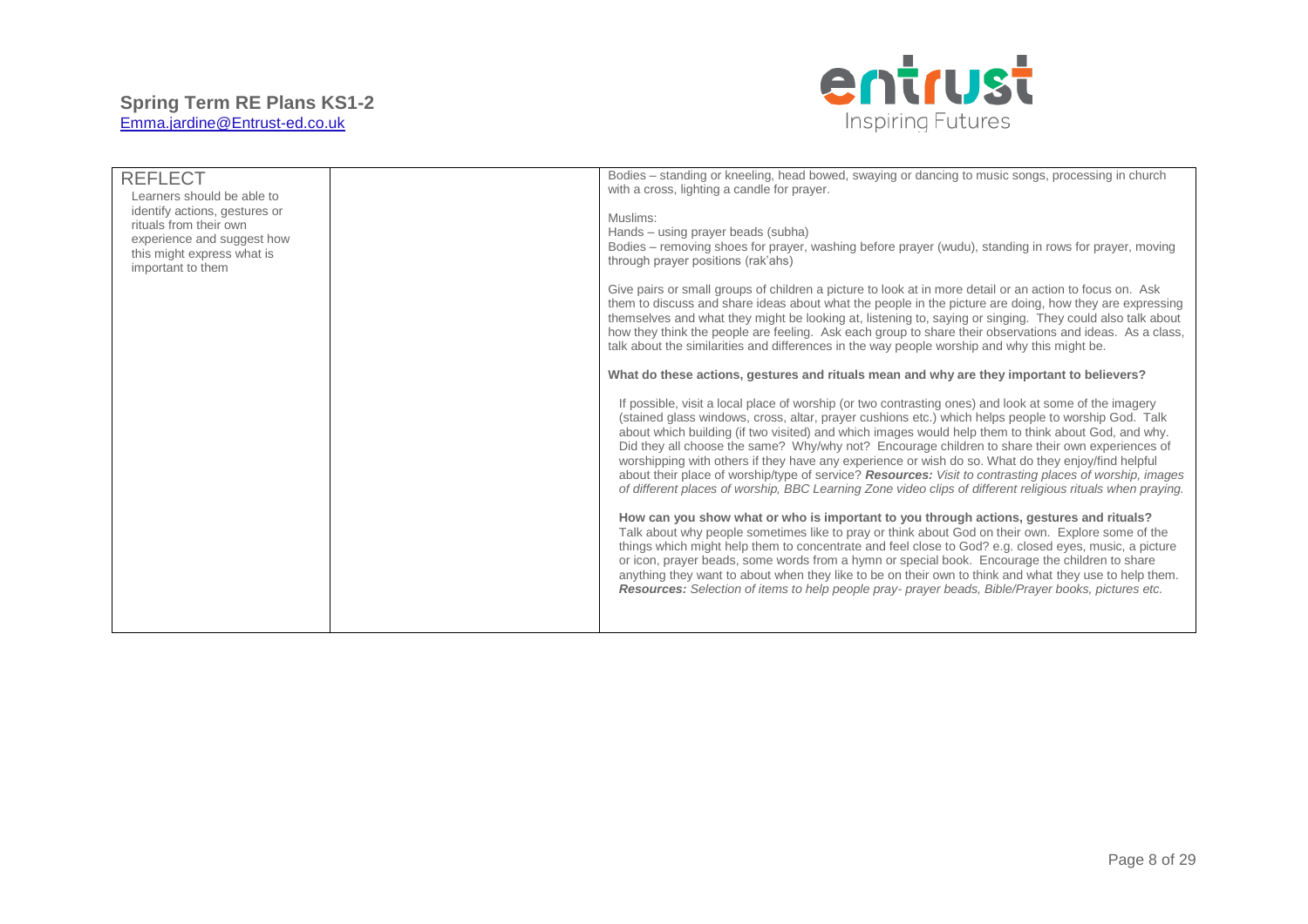| REFLECT<br>Learners should be able to identify actions, gestures or rituals from their own experience and suggest how this might express what is important to them | | Bodies – standing or kneeling, head bowed, swaying or dancing to music songs, processing in church with a cross, lighting a candle for prayer.<br><br>Muslims:<br>Hands – using prayer beads (subha)<br>Bodies – removing shoes for prayer, washing before prayer (wudu), standing in rows for prayer, moving through prayer positions (rak'ahs)<br><br>Give pairs or small groups of children a picture to look at in more detail or an action to focus on. Ask them to discuss and share ideas about what the people in the picture are doing, how they are expressing themselves and what they might be looking at, listening to, saying or singing. They could also talk about how they think the people are feeling. Ask each group to share their observations and ideas. As a class, talk about the similarities and differences in the way people worship and why this might be.<br><br>**What do these actions, gestures and rituals mean and why are they important to believers?**<br><br>If possible, visit a local place of worship (or two contrasting ones) and look at some of the imagery (stained glass windows, cross, altar, prayer cushions etc.) which helps people to worship God. Talk about which building (if two visited) and which images would help them to think about God, and why. Did they all choose the same? Why/why not? Encourage children to share their own experiences of worshipping with others if they have any experience or wish do so. What do they enjoy/find helpful about their place of worship/type of service? ***Resources:*** *Visit to contrasting places of worship, images of different places of worship, BBC Learning Zone video clips of different religious rituals when praying.*<br><br>**How can you show what or who is important to you through actions, gestures and rituals?**<br>Talk about why people sometimes like to pray or think about God on their own. Explore some of the things which might help them to concentrate and feel close to God? e.g. closed eyes, music, a picture or icon, prayer beads, some words from a hymn or special book. Encourage the children to share anything they want to about when they like to be on their own to think and what they use to help them. ***Resources:*** *Selection of items to help people pray- prayer beads, Bible/Prayer books, pictures etc.* |
|---|---|---|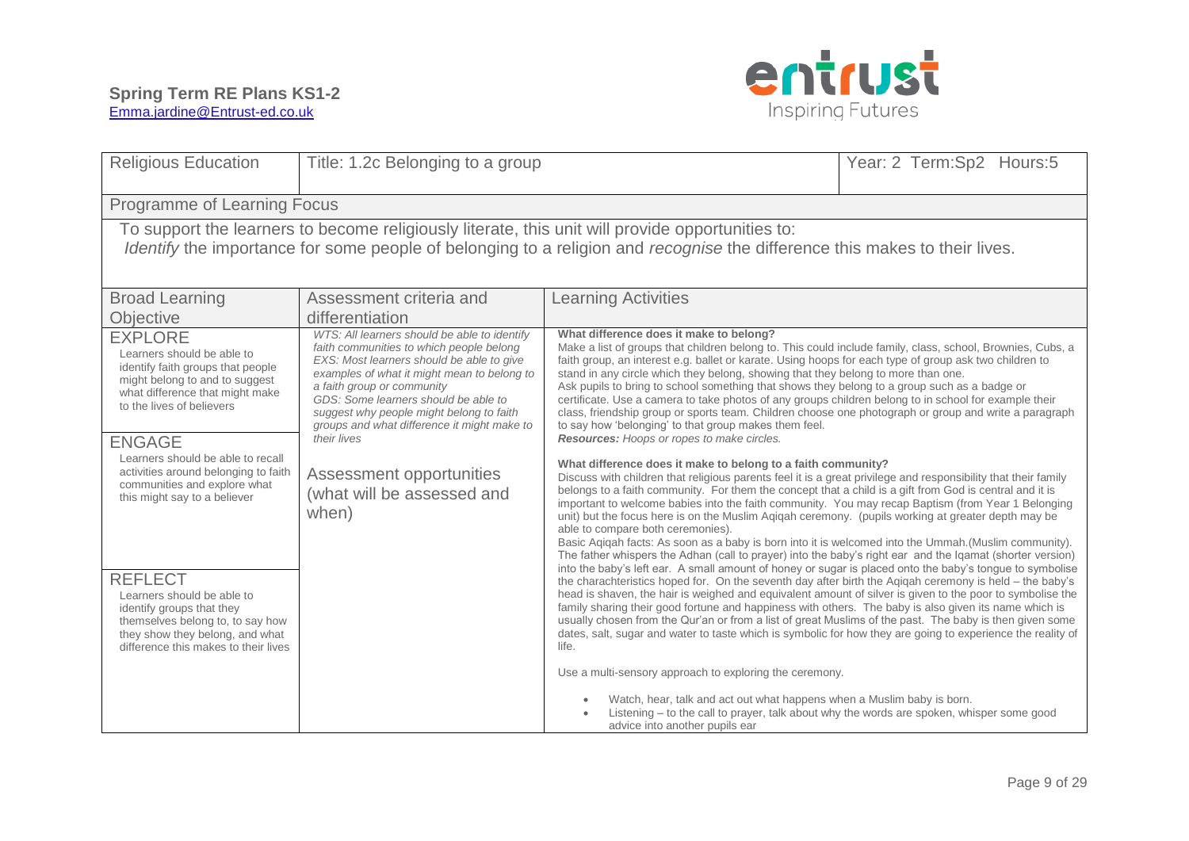**Spring Term RE Plans KS1-2**
Emma.jardine@Entrust-ed.co.uk

| Religious Education | Title: 1.2c Belonging to a group | Year: 2 Term:Sp2 Hours:5 |
|---|---|---|

**Programme of Learning Focus**

To support the learners to become religiously literate, this unit will provide opportunities to:
*Identify* the importance for some people of belonging to a religion and *recognise* the difference this makes to their lives.

| Broad Learning Objective | Assessment criteria and differentiation | Learning Activities |
|---|---|---|
| EXPLORE<br>Learners should be able to identify faith groups that people might belong to and to suggest what difference that might make to the lives of believers<br><br>ENGAGE<br>Learners should be able to recall activities around belonging to faith communities and explore what this might say to a believer<br><br>REFLECT<br>Learners should be able to identify groups that they themselves belong to, to say how they show they belong, and what difference this makes to their lives | *WTS: All learners should be able to identify faith communities to which people belong*<br>*EXS: Most learners should be able to give examples of what it might mean to belong to a faith group or community*<br>*GDS: Some learners should be able to suggest why people might belong to faith groups and what difference it might make to their lives*<br><br>Assessment opportunities (what will be assessed and when) | **What difference does it make to belong?**<br>Make a list of groups that children belong to. This could include family, class, school, Brownies, Cubs, a faith group, an interest e.g. ballet or karate. Using hoops for each type of group ask two children to stand in any circle which they belong, showing that they belong to more than one.<br>Ask pupils to bring to school something that shows they belong to a group such as a badge or certificate. Use a camera to take photos of any groups children belong to in school for example their class, friendship group or sports team. Children choose one photograph or group and write a paragraph to say how 'belonging' to that group makes them feel.<br>***Resources:*** *Hoops or ropes to make circles.*<br><br>**What difference does it make to belong to a faith community?**<br>Discuss with children that religious parents feel it is a great privilege and responsibility that their family belongs to a faith community. For them the concept that a child is a gift from God is central and it is important to welcome babies into the faith community. You may recap Baptism (from Year 1 Belonging unit) but the focus here is on the Muslim Aqiqah ceremony. (pupils working at greater depth may be able to compare both ceremonies).<br>Basic Aqiqah facts: As soon as a baby is born into it is welcomed into the Ummah.(Muslim community). The father whispers the Adhan (call to prayer) into the baby's right ear and the Iqamat (shorter version) into the baby's left ear. A small amount of honey or sugar is placed onto the baby's tongue to symbolise the charachteristics hoped for. On the seventh day after birth the Aqiqah ceremony is held – the baby's head is shaven, the hair is weighed and equivalent amount of silver is given to the poor to symbolise the family sharing their good fortune and happiness with others. The baby is also given its name which is usually chosen from the Qur'an or from a list of great Muslims of the past. The baby is then given some dates, salt, sugar and water to taste which is symbolic for how they are going to experience the reality of life.<br><br>Use a multi-sensory approach to exploring the ceremony.<br><br>• Watch, hear, talk and act out what happens when a Muslim baby is born.<br>• Listening – to the call to prayer, talk about why the words are spoken, whisper some good advice into another pupils ear |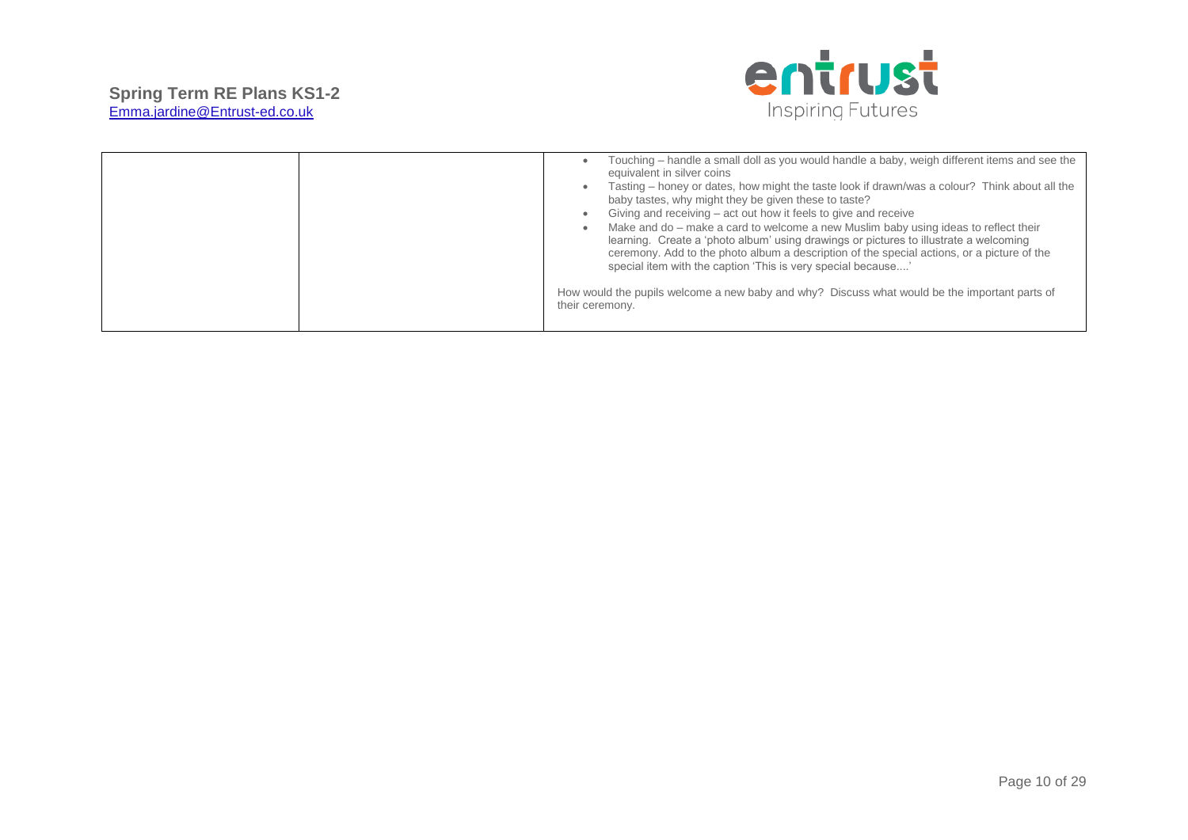|  |  |  |
|---|---|---|
|  |  | • Touching – handle a small doll as you would handle a baby, weigh different items and see the equivalent in silver coins<br>• Tasting – honey or dates, how might the taste look if drawn/was a colour? Think about all the baby tastes, why might they be given these to taste?<br>• Giving and receiving – act out how it feels to give and receive<br>• Make and do – make a card to welcome a new Muslim baby using ideas to reflect their learning. Create a 'photo album' using drawings or pictures to illustrate a welcoming ceremony. Add to the photo album a description of the special actions, or a picture of the special item with the caption 'This is very special because....'<br><br>How would the pupils welcome a new baby and why? Discuss what would be the important parts of their ceremony. |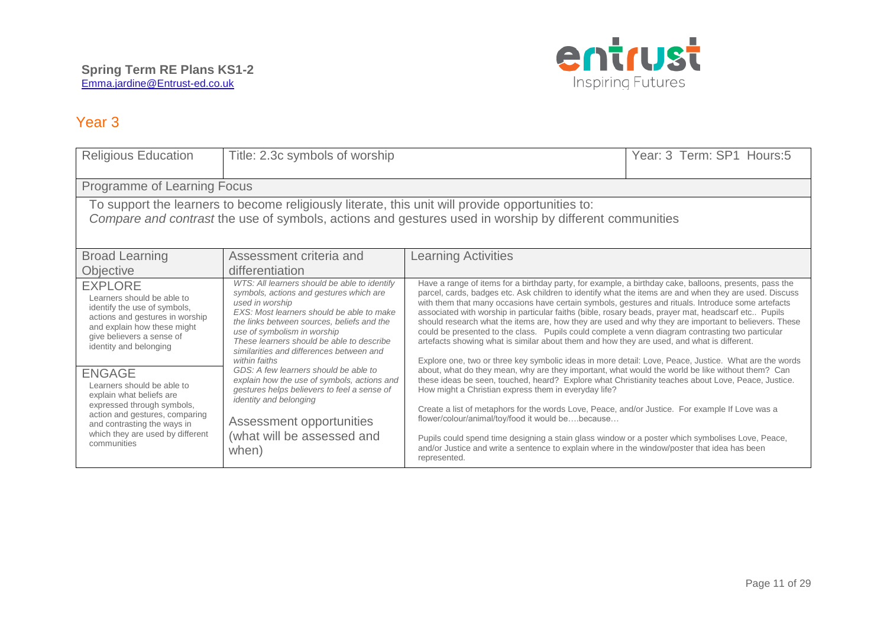**Spring Term RE Plans KS1-2**
Emma.jardine@Entrust-ed.co.uk

## Year 3

| Religious Education | Title: 2.3c symbols of worship | | Year: 3 Term: SP1 Hours:5 |
|---|---|---|---|
| Programme of Learning Focus | | | |
| To support the learners to become religiously literate, this unit will provide opportunities to: *Compare and contrast* the use of symbols, actions and gestures used in worship by different communities | | | |
| Broad Learning Objective | Assessment criteria and differentiation | Learning Activities | |
| EXPLORE<br>Learners should be able to identify the use of symbols, actions and gestures in worship and explain how these might give believers a sense of identity and belonging<br><br>ENGAGE<br>Learners should be able to explain what beliefs are expressed through symbols, action and gestures, comparing and contrasting the ways in which they are used by different communities | *WTS: All learners should be able to identify symbols, actions and gestures which are used in worship*<br>*EXS: Most learners should be able to make the links between sources, beliefs and the use of symbolism in worship*<br>*These learners should be able to describe similarities and differences between and within faiths*<br>*GDS: A few learners should be able to explain how the use of symbols, actions and gestures helps believers to feel a sense of identity and belonging*<br><br>Assessment opportunities (what will be assessed and when) | Have a range of items for a birthday party, for example, a birthday cake, balloons, presents, pass the parcel, cards, badges etc. Ask children to identify what the items are and when they are used. Discuss with them that many occasions have certain symbols, gestures and rituals. Introduce some artefacts associated with worship in particular faiths (bible, rosary beads, prayer mat, headscarf etc.. Pupils should research what the items are, how they are used and why they are important to believers. These could be presented to the class. Pupils could complete a venn diagram contrasting two particular artefacts showing what is similar about them and how they are used, and what is different.<br><br>Explore one, two or three key symbolic ideas in more detail: Love, Peace, Justice. What are the words about, what do they mean, why are they important, what would the world be like without them? Can these ideas be seen, touched, heard? Explore what Christianity teaches about Love, Peace, Justice. How might a Christian express them in everyday life?<br><br>Create a list of metaphors for the words Love, Peace, and/or Justice. For example If Love was a flower/colour/animal/toy/food it would be….because…<br><br>Pupils could spend time designing a stain glass window or a poster which symbolises Love, Peace, and/or Justice and write a sentence to explain where in the window/poster that idea has been represented. | |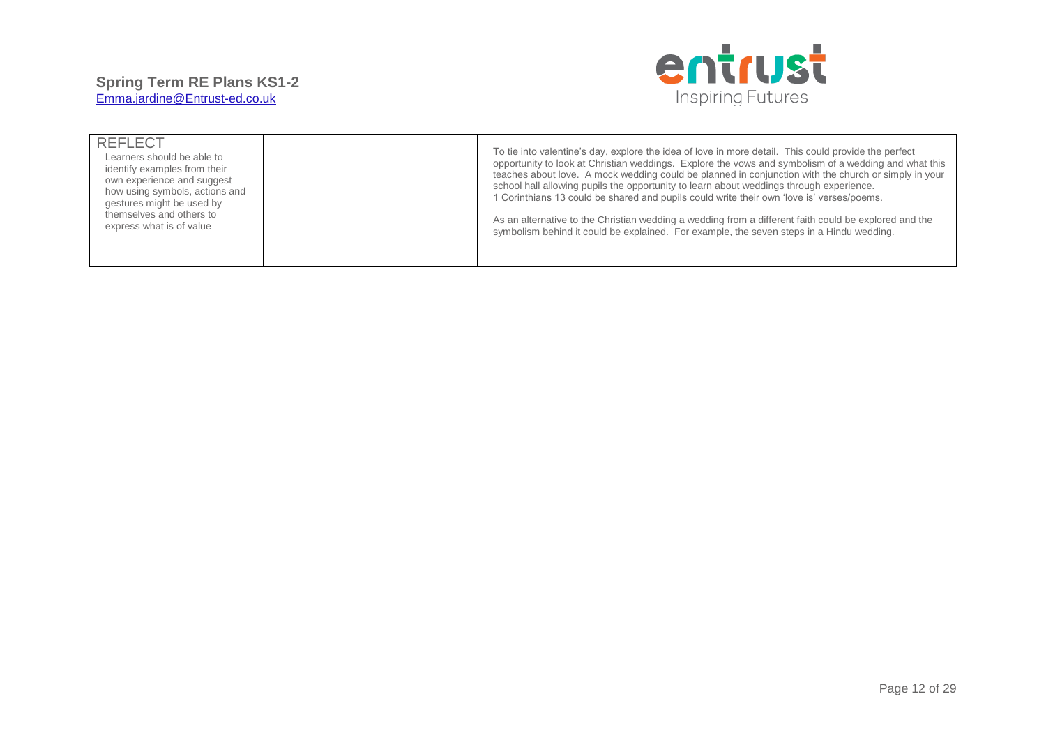| REFLECT<br>Learners should be able to identify examples from their own experience and suggest how using symbols, actions and gestures might be used by themselves and others to express what is of value | | To tie into valentine's day, explore the idea of love in more detail. This could provide the perfect opportunity to look at Christian weddings. Explore the vows and symbolism of a wedding and what this teaches about love. A mock wedding could be planned in conjunction with the church or simply in your school hall allowing pupils the opportunity to learn about weddings through experience.<br>1 Corinthians 13 could be shared and pupils could write their own 'love is' verses/poems.<br><br>As an alternative to the Christian wedding a wedding from a different faith could be explored and the symbolism behind it could be explained. For example, the seven steps in a Hindu wedding. |
|---|---|---|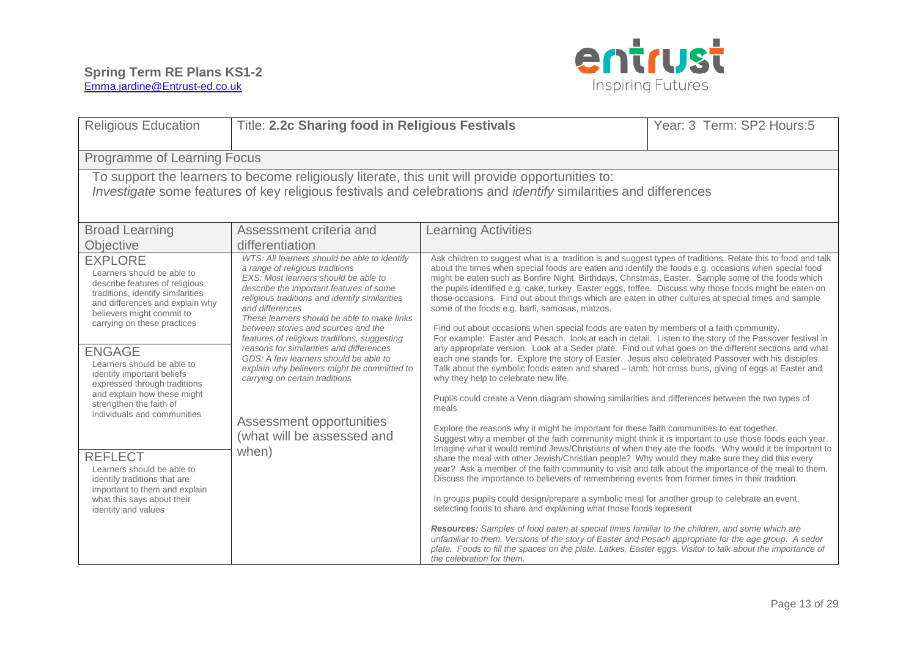**Spring Term RE Plans KS1-2**
Emma.jardine@Entrust-ed.co.uk

| Religious Education | Title: **2.2c Sharing food in Religious Festivals** | | Year: 3 Term: SP2 Hours:5 |
|---|---|---|---|
| Programme of Learning Focus | | | |
| To support the learners to become religiously literate, this unit will provide opportunities to: *Investigate* some features of key religious festivals and celebrations and *identify* similarities and differences | | | |
| Broad Learning Objective | Assessment criteria and differentiation | Learning Activities | |
| EXPLORE<br>Learners should be able to describe features of religious traditions, identify similarities and differences and explain why believers might commit to carrying on these practices<br><br>ENGAGE<br>Learners should be able to identify important beliefs expressed through traditions and explain how these might strengthen the faith of individuals and communities<br><br>REFLECT<br>Learners should be able to identify traditions that are important to them and explain what this says about their identity and values | *WTS: All learners should be able to identify a range of religious traditions*<br>*EXS: Most learners should be able to describe the important features of some religious traditions and identify similarities and differences*<br>*These learners should be able to make links between stories and sources and the features of religious traditions, suggesting reasons for similarities and differences*<br>*GDS: A few learners should be able to explain why believers might be committed to carrying on certain traditions*<br><br>Assessment opportunities (what will be assessed and when) | Ask children to suggest what is a tradition is and suggest types of traditions. Relate this to food and talk about the times when special foods are eaten and identify the foods e.g. occasions when special food might be eaten such as Bonfire Night, Birthdays, Christmas, Easter. Sample some of the foods which the pupils identified e.g. cake, turkey, Easter eggs, toffee. Discuss why those foods might be eaten on those occasions. Find out about things which are eaten in other cultures at special times and sample some of the foods e.g. barfi, samosas, matzos.<br><br>Find out about occasions when special foods are eaten by members of a faith community. For example: Easter and Pesach. look at each in detail. Listen to the story of the Passover festival in any appropriate version. Look at a Seder plate. Find out what goes on the different sections and what each one stands for. Explore the story of Easter. Jesus also celebrated Passover with his disciples. Talk about the symbolic foods eaten and shared – lamb, hot cross buns, giving of eggs at Easter and why they help to celebrate new life.<br><br>Pupils could create a Venn diagram showing similarities and differences between the two types of meals.<br><br>Explore the reasons why it might be important for these faith communities to eat together. Suggest why a member of the faith community might think it is important to use those foods each year. Imagine what it would remind Jews/Christians of when they ate the foods. Why would it be important to share the meal with other Jewish/Christian people? Why would they make sure they did this every year? Ask a member of the faith community to visit and talk about the importance of the meal to them. Discuss the importance to believers of remembering events from former times in their tradition.<br><br>In groups pupils could design/prepare a symbolic meal for another group to celebrate an event, selecting foods to share and explaining what those foods represent<br><br>***Resources:*** *Samples of food eaten at special times familiar to the children, and some which are unfamiliar to them. Versions of the story of Easter and Pesach appropriate for the age group. A seder plate. Foods to fill the spaces on the plate. Latkes, Easter eggs. Visitor to talk about the importance of the celebration for them.* | |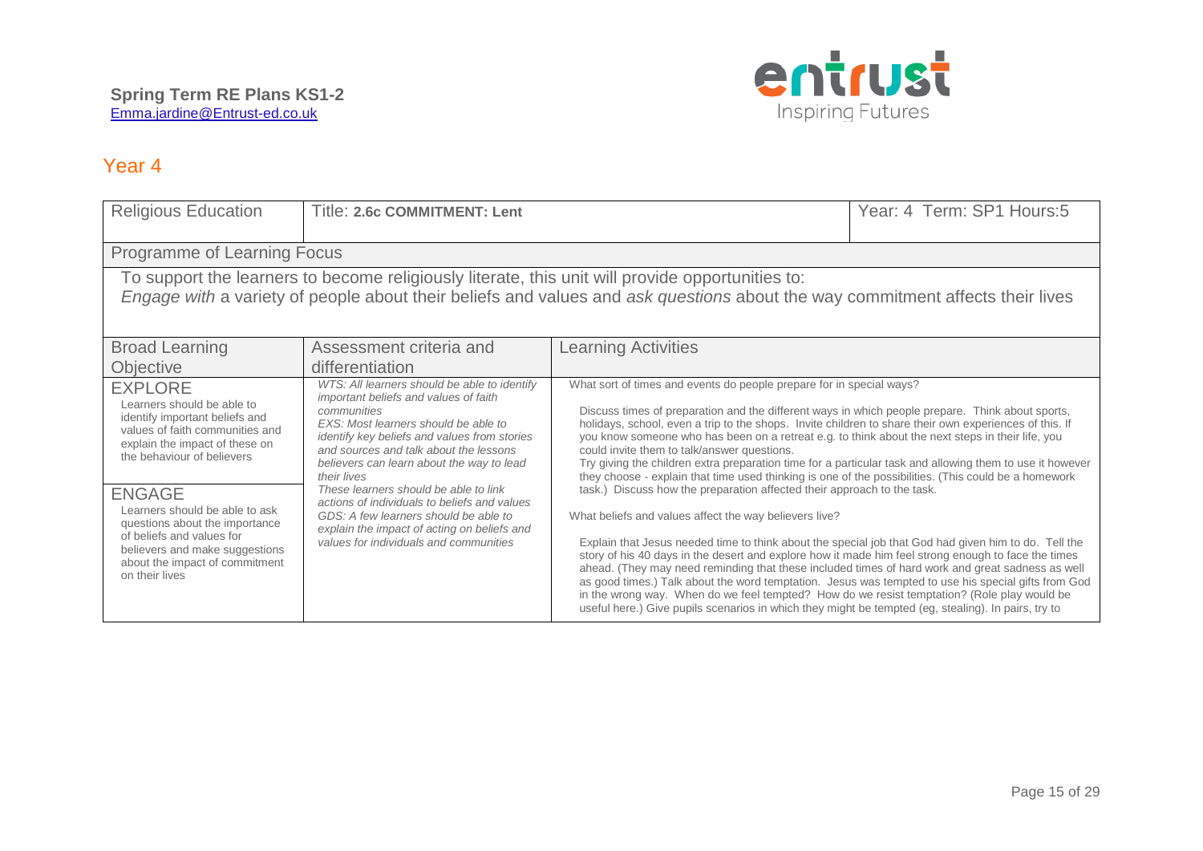**Spring Term RE Plans KS1-2**
Emma.jardine@Entrust-ed.co.uk

## Year 4

| Religious Education | Title: **2.6c COMMITMENT: Lent** | | Year: 4 Term: SP1 Hours:5 |
|---|---|---|---|
| Programme of Learning Focus | | | |
| To support the learners to become religiously literate, this unit will provide opportunities to: *Engage with* a variety of people about their beliefs and values and *ask questions* about the way commitment affects their lives | | | |
| **Broad Learning Objective** | **Assessment criteria and differentiation** | **Learning Activities** | |
| EXPLORE<br>Learners should be able to identify important beliefs and values of faith communities and explain the impact of these on the behaviour of believers<br><br>ENGAGE<br>Learners should be able to ask questions about the importance of beliefs and values for believers and make suggestions about the impact of commitment on their lives | *WTS: All learners should be able to identify important beliefs and values of faith communities*<br>*EXS: Most learners should be able to identify key beliefs and values from stories and sources and talk about the lessons believers can learn about the way to lead their lives*<br>*These learners should be able to link actions of individuals to beliefs and values*<br>*GDS: A few learners should be able to explain the impact of acting on beliefs and values for individuals and communities* | What sort of times and events do people prepare for in special ways?<br><br>Discuss times of preparation and the different ways in which people prepare. Think about sports, holidays, school, even a trip to the shops. Invite children to share their own experiences of this. If you know someone who has been on a retreat e.g. to think about the next steps in their life, you could invite them to talk/answer questions.<br>Try giving the children extra preparation time for a particular task and allowing them to use it however they choose - explain that time used thinking is one of the possibilities. (This could be a homework task.) Discuss how the preparation affected their approach to the task.<br><br>What beliefs and values affect the way believers live?<br><br>Explain that Jesus needed time to think about the special job that God had given him to do. Tell the story of his 40 days in the desert and explore how it made him feel strong enough to face the times ahead. (They may need reminding that these included times of hard work and great sadness as well as good times.) Talk about the word temptation. Jesus was tempted to use his special gifts from God in the wrong way. When do we feel tempted? How do we resist temptation? (Role play would be useful here.) Give pupils scenarios in which they might be tempted (eg, stealing). In pairs, try to | |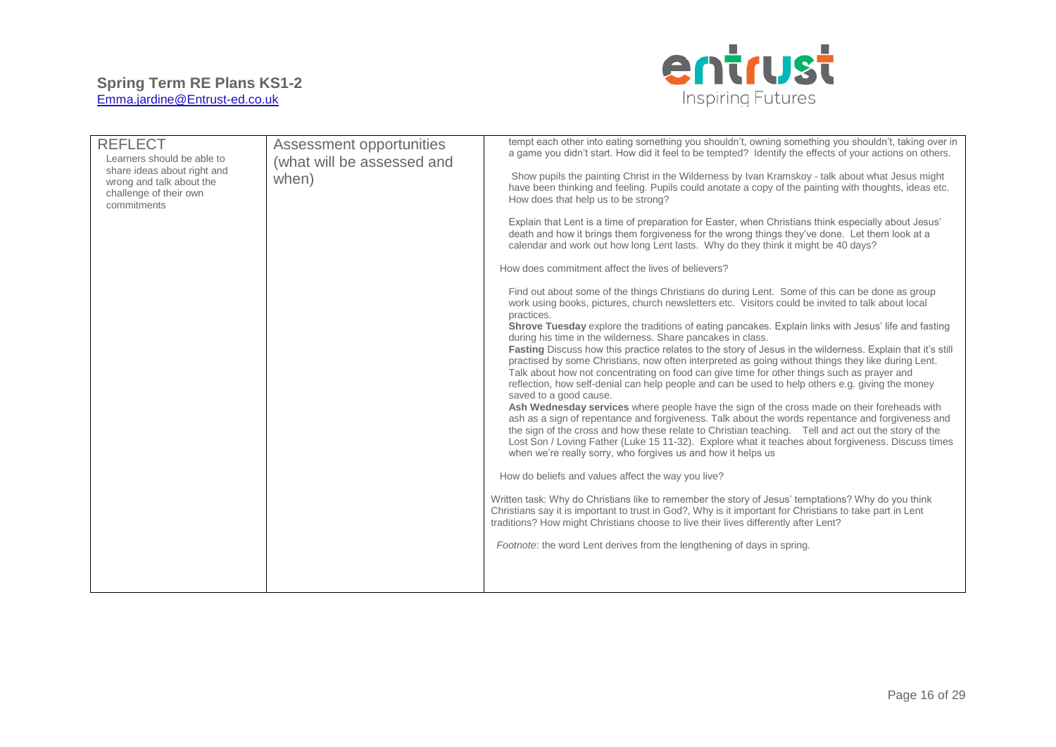| REFLECT<br>Learners should be able to share ideas about right and wrong and talk about the challenge of their own commitments | Assessment opportunities (what will be assessed and when) | tempt each other into eating something you shouldn't, owning something you shouldn't, taking over in a game you didn't start. How did it feel to be tempted? Identify the effects of your actions on others.<br><br>Show pupils the painting Christ in the Wilderness by Ivan Kramskoy - talk about what Jesus might have been thinking and feeling. Pupils could anotate a copy of the painting with thoughts, ideas etc. How does that help us to be strong?<br><br>Explain that Lent is a time of preparation for Easter, when Christians think especially about Jesus' death and how it brings them forgiveness for the wrong things they've done. Let them look at a calendar and work out how long Lent lasts. Why do they think it might be 40 days?<br><br>How does commitment affect the lives of believers?<br><br>Find out about some of the things Christians do during Lent. Some of this can be done as group work using books, pictures, church newsletters etc. Visitors could be invited to talk about local practices.<br>**Shrove Tuesday** explore the traditions of eating pancakes. Explain links with Jesus' life and fasting during his time in the wilderness. Share pancakes in class.<br>**Fasting** Discuss how this practice relates to the story of Jesus in the wilderness. Explain that it's still practised by some Christians, now often interpreted as going without things they like during Lent. Talk about how not concentrating on food can give time for other things such as prayer and reflection, how self-denial can help people and can be used to help others e.g. giving the money saved to a good cause.<br>**Ash Wednesday services** where people have the sign of the cross made on their foreheads with ash as a sign of repentance and forgiveness. Talk about the words repentance and forgiveness and the sign of the cross and how these relate to Christian teaching. Tell and act out the story of the Lost Son / Loving Father (Luke 15 11-32). Explore what it teaches about forgiveness. Discuss times when we're really sorry, who forgives us and how it helps us<br><br>How do beliefs and values affect the way you live?<br><br>Written task: Why do Christians like to remember the story of Jesus' temptations? Why do you think Christians say it is important to trust in God?, Why is it important for Christians to take part in Lent traditions? How might Christians choose to live their lives differently after Lent?<br><br>*Footnote*: the word Lent derives from the lengthening of days in spring. |
| --- | --- | --- |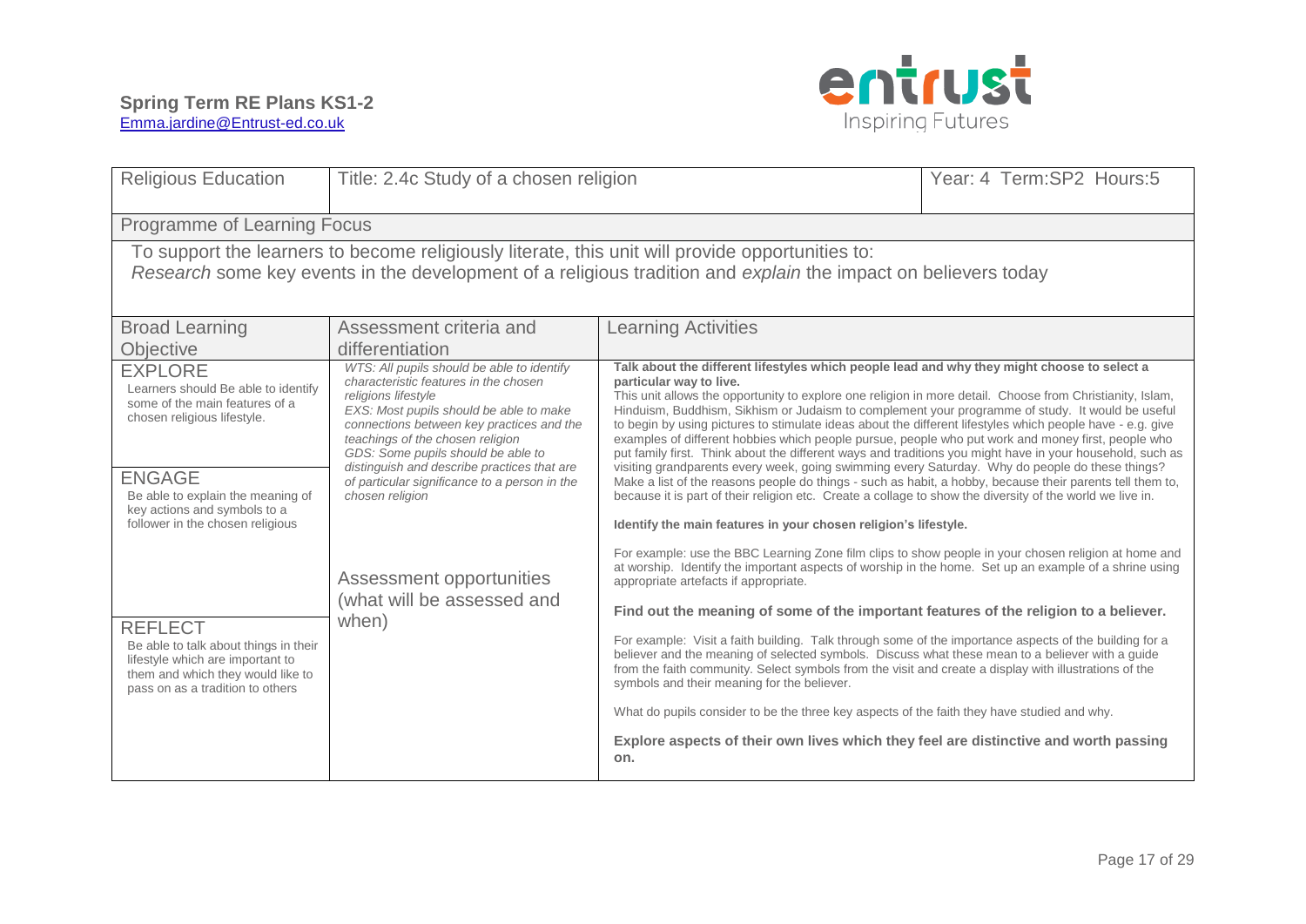**Spring Term RE Plans KS1-2**
Emma.jardine@Entrust-ed.co.uk

| Religious Education | Title: 2.4c Study of a chosen religion | | Year: 4 Term:SP2 Hours:5 |
|---|---|---|---|
| Programme of Learning Focus | | | |
| To support the learners to become religiously literate, this unit will provide opportunities to: *Research* some key events in the development of a religious tradition and *explain* the impact on believers today | | | |
| Broad Learning Objective | Assessment criteria and differentiation | Learning Activities | |
| EXPLORE<br>Learners should Be able to identify some of the main features of a chosen religious lifestyle.<br><br>ENGAGE<br>Be able to explain the meaning of key actions and symbols to a follower in the chosen religious<br><br>REFLECT<br>Be able to talk about things in their lifestyle which are important to them and which they would like to pass on as a tradition to others | *WTS: All pupils should be able to identify characteristic features in the chosen religions lifestyle*<br>*EXS: Most pupils should be able to make connections between key practices and the teachings of the chosen religion*<br>*GDS: Some pupils should be able to distinguish and describe practices that are of particular significance to a person in the chosen religion*<br><br>Assessment opportunities (what will be assessed and when) | **Talk about the different lifestyles which people lead and why they might choose to select a particular way to live.**<br>This unit allows the opportunity to explore one religion in more detail. Choose from Christianity, Islam, Hinduism, Buddhism, Sikhism or Judaism to complement your programme of study. It would be useful to begin by using pictures to stimulate ideas about the different lifestyles which people have - e.g. give examples of different hobbies which people pursue, people who put work and money first, people who put family first. Think about the different ways and traditions you might have in your household, such as visiting grandparents every week, going swimming every Saturday. Why do people do these things? Make a list of the reasons people do things - such as habit, a hobby, because their parents tell them to, because it is part of their religion etc. Create a collage to show the diversity of the world we live in.<br><br>**Identify the main features in your chosen religion's lifestyle.**<br><br>For example: use the BBC Learning Zone film clips to show people in your chosen religion at home and at worship. Identify the important aspects of worship in the home. Set up an example of a shrine using appropriate artefacts if appropriate.<br><br>**Find out the meaning of some of the important features of the religion to a believer.**<br><br>For example: Visit a faith building. Talk through some of the importance aspects of the building for a believer and the meaning of selected symbols. Discuss what these mean to a believer with a guide from the faith community. Select symbols from the visit and create a display with illustrations of the symbols and their meaning for the believer.<br><br>What do pupils consider to be the three key aspects of the faith they have studied and why.<br><br>**Explore aspects of their own lives which they feel are distinctive and worth passing on.** | |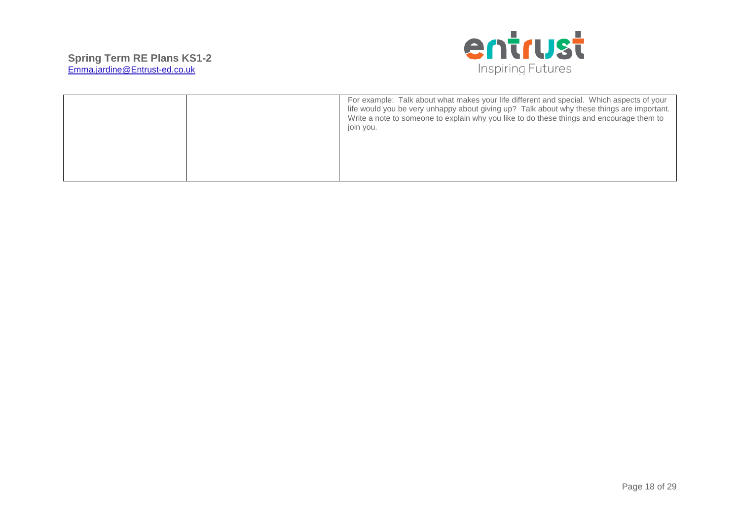|  |  |  |
| --- | --- | --- |
|  |  | For example: Talk about what makes your life different and special. Which aspects of your life would you be very unhappy about giving up? Talk about why these things are important. Write a note to someone to explain why you like to do these things and encourage them to join you. |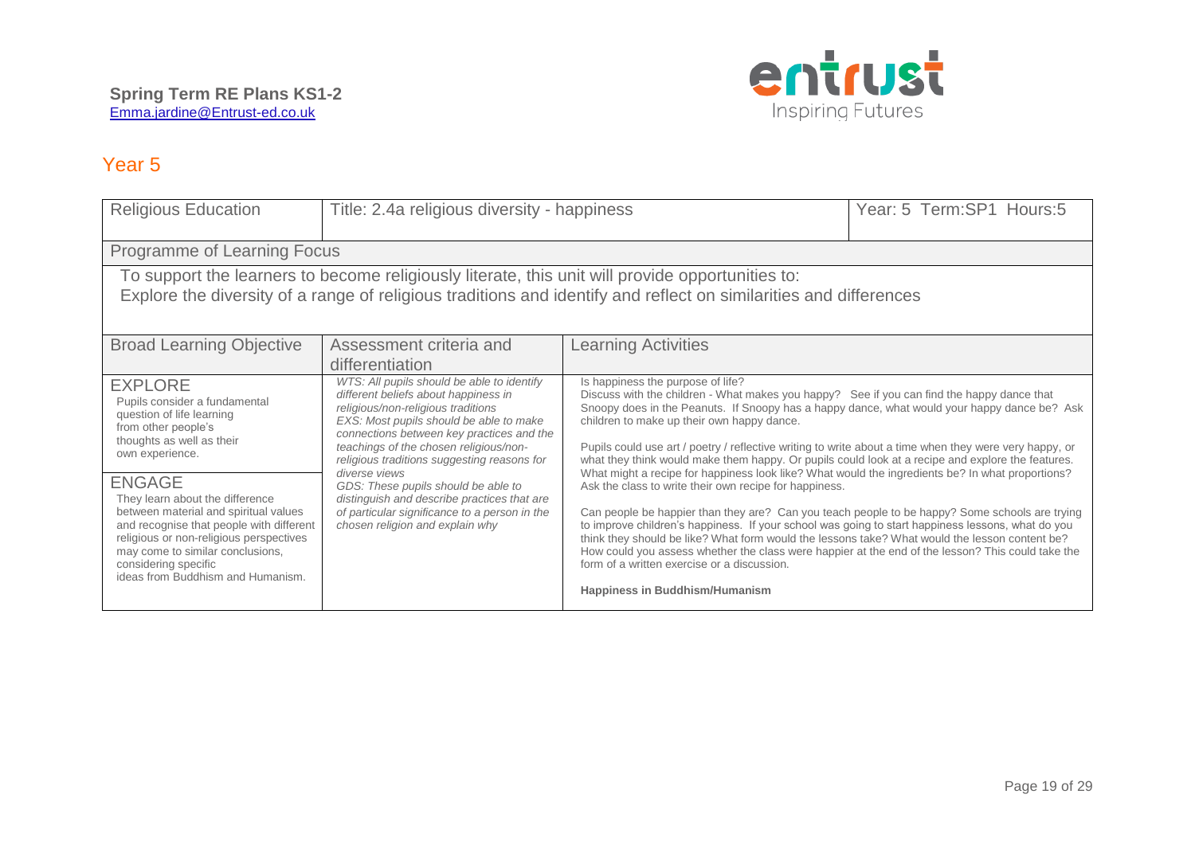**Spring Term RE Plans KS1-2**
Emma.jardine@Entrust-ed.co.uk

entrust
Inspiring Futures

## Year 5

| Religious Education | Title: 2.4a religious diversity - happiness | | Year: 5 Term:SP1 Hours:5 |
|---|---|---|---|
| **Programme of Learning Focus** | | | |
| To support the learners to become religiously literate, this unit will provide opportunities to: Explore the diversity of a range of religious traditions and identify and reflect on similarities and differences | | | |
| **Broad Learning Objective** | **Assessment criteria and differentiation** | **Learning Activities** | |
| EXPLORE<br>Pupils consider a fundamental question of life learning from other people's thoughts as well as their own experience.<br><br>ENGAGE<br>They learn about the difference between material and spiritual values and recognise that people with different religious or non-religious perspectives may come to similar conclusions, considering specific ideas from Buddhism and Humanism. | *WTS: All pupils should be able to identify different beliefs about happiness in religious/non-religious traditions*<br>*EXS: Most pupils should be able to make connections between key practices and the teachings of the chosen religious/non-religious traditions suggesting reasons for diverse views*<br>*GDS: These pupils should be able to distinguish and describe practices that are of particular significance to a person in the chosen religion and explain why* | Is happiness the purpose of life?<br>Discuss with the children - What makes you happy? See if you can find the happy dance that Snoopy does in the Peanuts. If Snoopy has a happy dance, what would your happy dance be? Ask children to make up their own happy dance.<br><br>Pupils could use art / poetry / reflective writing to write about a time when they were very happy, or what they think would make them happy. Or pupils could look at a recipe and explore the features. What might a recipe for happiness look like? What would the ingredients be? In what proportions? Ask the class to write their own recipe for happiness.<br><br>Can people be happier than they are? Can you teach people to be happy? Some schools are trying to improve children's happiness. If your school was going to start happiness lessons, what do you think they should be like? What form would the lessons take? What would the lesson content be? How could you assess whether the class were happier at the end of the lesson? This could take the form of a written exercise or a discussion.<br><br>**Happiness in Buddhism/Humanism** | |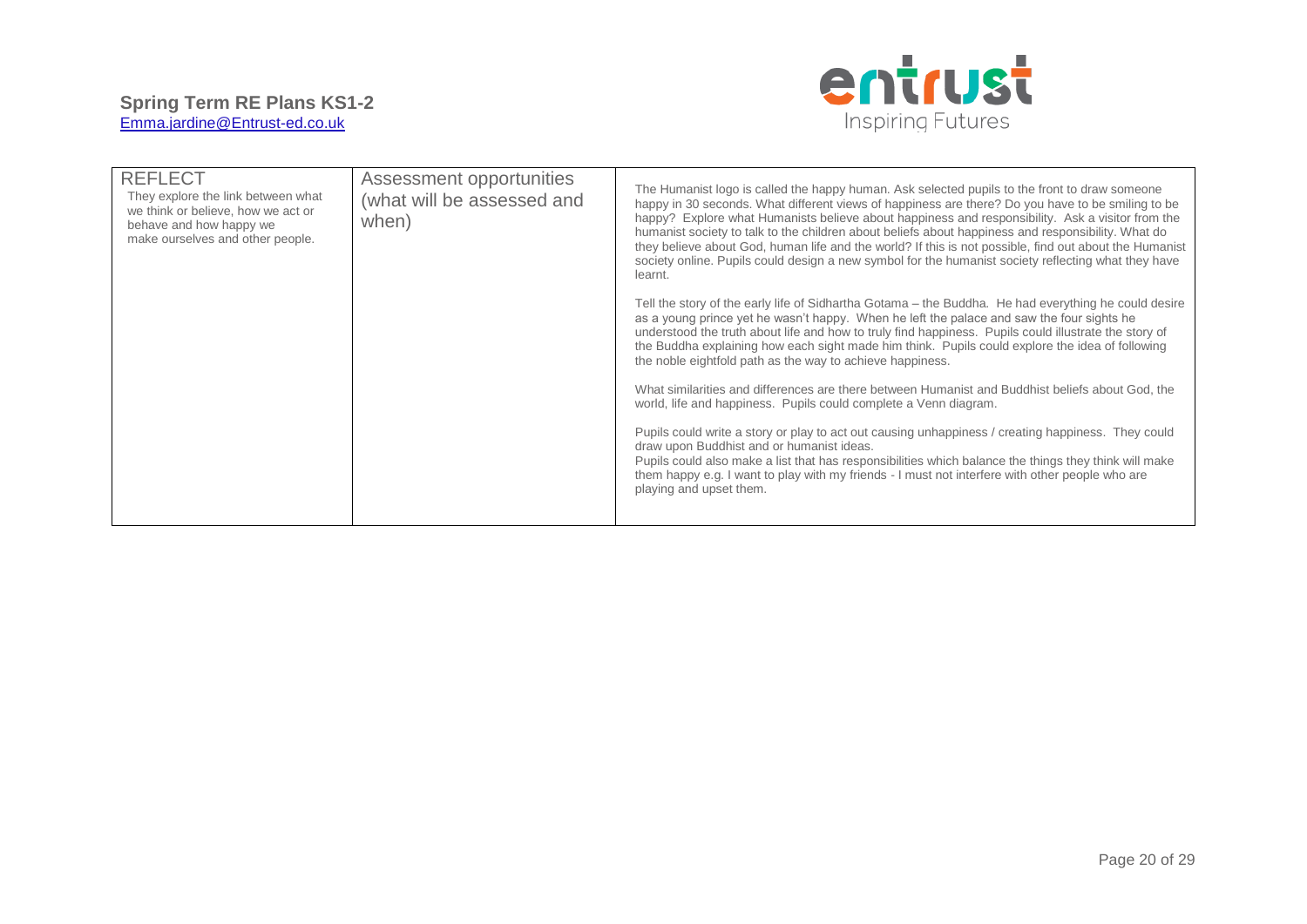| REFLECT<br>They explore the link between what we think or believe, how we act or behave and how happy we make ourselves and other people. | Assessment opportunities (what will be assessed and when) | The Humanist logo is called the happy human. Ask selected pupils to the front to draw someone happy in 30 seconds. What different views of happiness are there? Do you have to be smiling to be happy? Explore what Humanists believe about happiness and responsibility. Ask a visitor from the humanist society to talk to the children about beliefs about happiness and responsibility. What do they believe about God, human life and the world? If this is not possible, find out about the Humanist society online. Pupils could design a new symbol for the humanist society reflecting what they have learnt.<br><br>Tell the story of the early life of Sidhartha Gotama – the Buddha. He had everything he could desire as a young prince yet he wasn't happy. When he left the palace and saw the four sights he understood the truth about life and how to truly find happiness. Pupils could illustrate the story of the Buddha explaining how each sight made him think. Pupils could explore the idea of following the noble eightfold path as the way to achieve happiness.<br><br>What similarities and differences are there between Humanist and Buddhist beliefs about God, the world, life and happiness. Pupils could complete a Venn diagram.<br><br>Pupils could write a story or play to act out causing unhappiness / creating happiness. They could draw upon Buddhist and or humanist ideas.<br>Pupils could also make a list that has responsibilities which balance the things they think will make them happy e.g. I want to play with my friends - I must not interfere with other people who are playing and upset them. |
|---|---|---|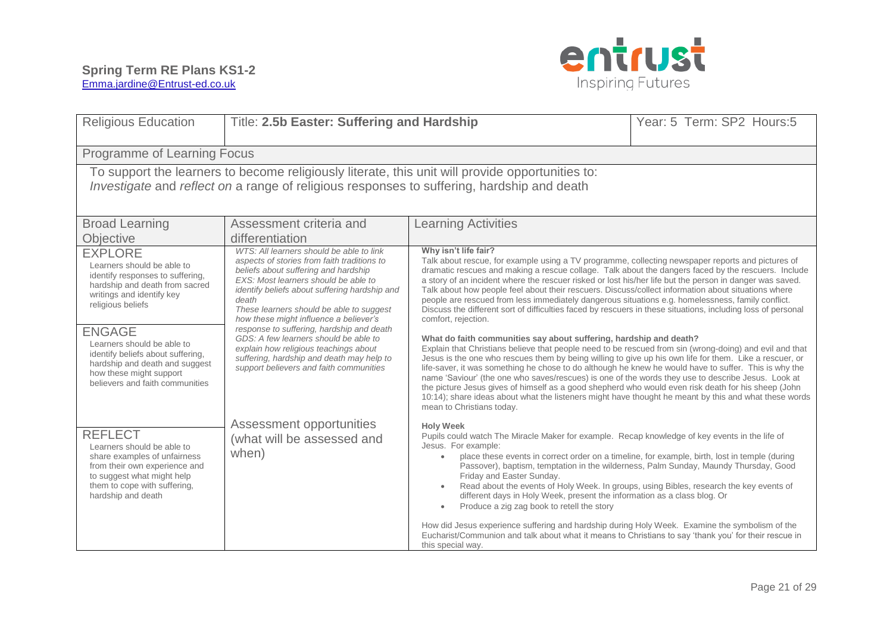**Spring Term RE Plans KS1-2**
Emma.jardine@Entrust-ed.co.uk

| Religious Education | Title: **2.5b Easter: Suffering and Hardship** | | Year: 5 Term: SP2 Hours:5 |
|---|---|---|---|
| Programme of Learning Focus | | | |
| To support the learners to become religiously literate, this unit will provide opportunities to: *Investigate* and *reflect on* a range of religious responses to suffering, hardship and death | | | |
| Broad Learning Objective | Assessment criteria and differentiation | Learning Activities | |
| EXPLORE<br>Learners should be able to identify responses to suffering, hardship and death from sacred writings and identify key religious beliefs<br><br>ENGAGE<br>Learners should be able to identify beliefs about suffering, hardship and death and suggest how these might support believers and faith communities<br><br>REFLECT<br>Learners should be able to share examples of unfairness from their own experience and to suggest what might help them to cope with suffering, hardship and death | *WTS: All learners should be able to link aspects of stories from faith traditions to beliefs about suffering and hardship*<br>*EXS: Most learners should be able to identify beliefs about suffering hardship and death*<br>*These learners should be able to suggest how these might influence a believer's response to suffering, hardship and death*<br>*GDS: A few learners should be able to explain how religious teachings about suffering, hardship and death may help to support believers and faith communities*<br><br>Assessment opportunities (what will be assessed and when) | **Why isn't life fair?**<br>Talk about rescue, for example using a TV programme, collecting newspaper reports and pictures of dramatic rescues and making a rescue collage. Talk about the dangers faced by the rescuers. Include a story of an incident where the rescuer risked or lost his/her life but the person in danger was saved. Talk about how people feel about their rescuers. Discuss/collect information about situations where people are rescued from less immediately dangerous situations e.g. homelessness, family conflict. Discuss the different sort of difficulties faced by rescuers in these situations, including loss of personal comfort, rejection.<br><br>**What do faith communities say about suffering, hardship and death?**<br>Explain that Christians believe that people need to be rescued from sin (wrong-doing) and evil and that Jesus is the one who rescues them by being willing to give up his own life for them. Like a rescuer, or life-saver, it was something he chose to do although he knew he would have to suffer. This is why the name 'Saviour' (the one who saves/rescues) is one of the words they use to describe Jesus. Look at the picture Jesus gives of himself as a good shepherd who would even risk death for his sheep (John 10:14); share ideas about what the listeners might have thought he meant by this and what these words mean to Christians today.<br><br>**Holy Week**<br>Pupils could watch The Miracle Maker for example. Recap knowledge of key events in the life of Jesus. For example:<br>• place these events in correct order on a timeline, for example, birth, lost in temple (during Passover), baptism, temptation in the wilderness, Palm Sunday, Maundy Thursday, Good Friday and Easter Sunday.<br>• Read about the events of Holy Week. In groups, using Bibles, research the key events of different days in Holy Week, present the information as a class blog. Or<br>• Produce a zig zag book to retell the story<br><br>How did Jesus experience suffering and hardship during Holy Week. Examine the symbolism of the Eucharist/Communion and talk about what it means to Christians to say 'thank you' for their rescue in this special way. | |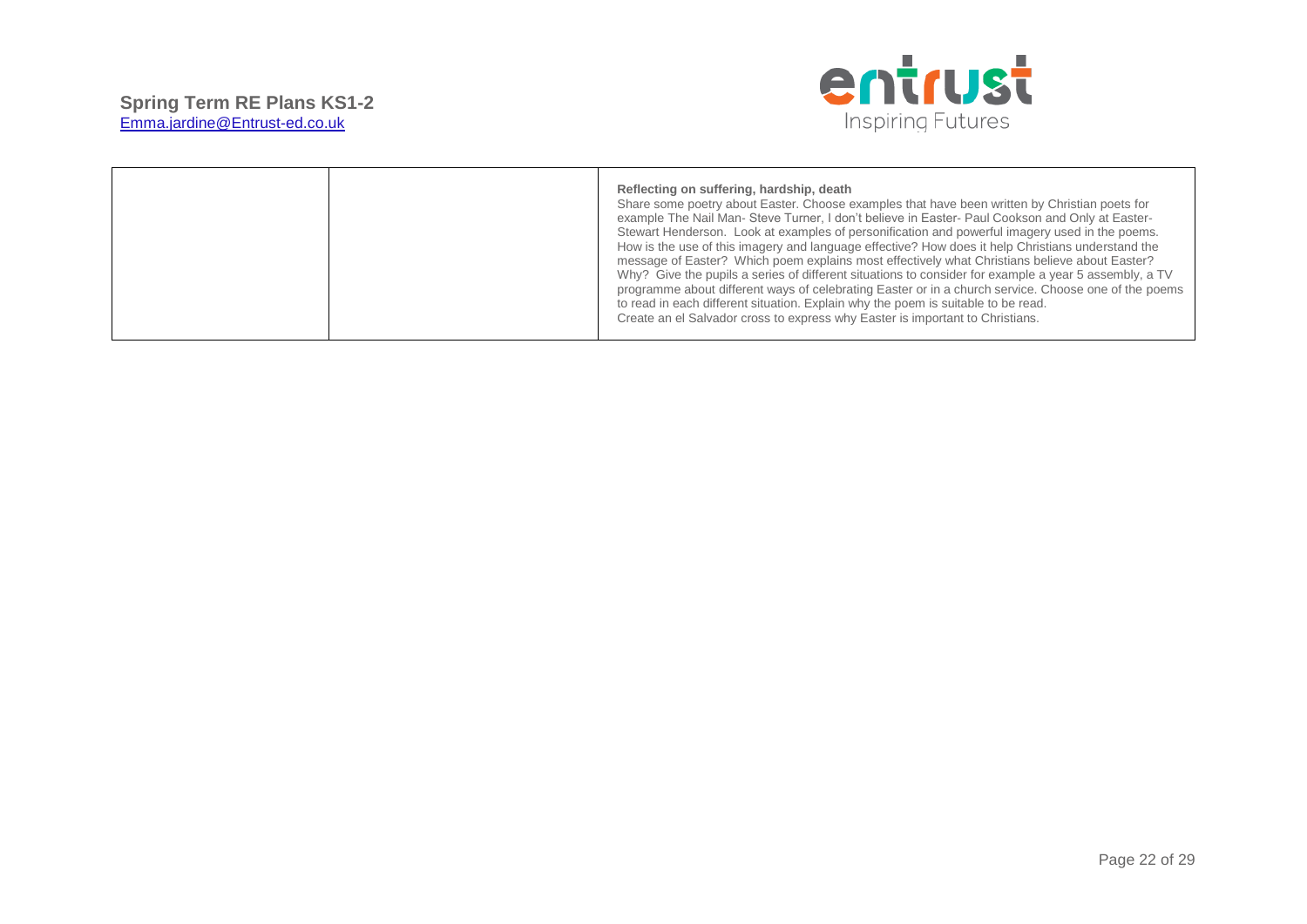**Spring Term RE Plans KS1-2**
Emma.jardine@Entrust-ed.co.uk

| | | |
|---|---|---|
| | | **Reflecting on suffering, hardship, death**<br>Share some poetry about Easter. Choose examples that have been written by Christian poets for example The Nail Man- Steve Turner, I don't believe in Easter- Paul Cookson and Only at Easter- Stewart Henderson. Look at examples of personification and powerful imagery used in the poems. How is the use of this imagery and language effective? How does it help Christians understand the message of Easter? Which poem explains most effectively what Christians believe about Easter? Why? Give the pupils a series of different situations to consider for example a year 5 assembly, a TV programme about different ways of celebrating Easter or in a church service. Choose one of the poems to read in each different situation. Explain why the poem is suitable to be read.<br>Create an el Salvador cross to express why Easter is important to Christians. |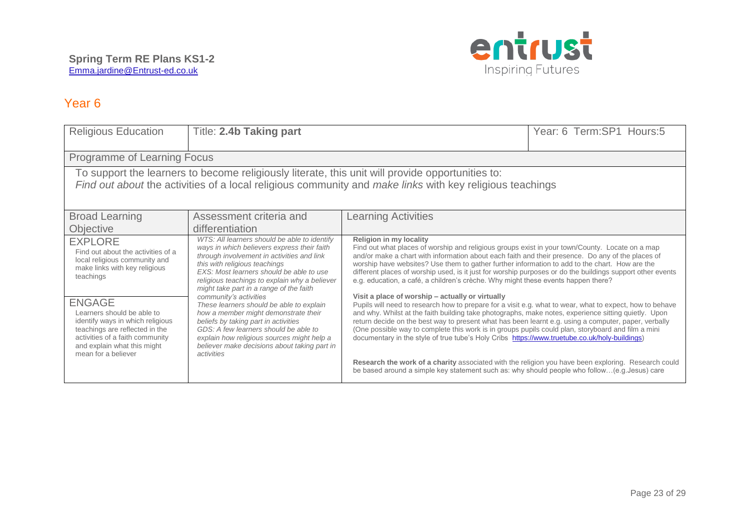**Spring Term RE Plans KS1-2**
Emma.jardine@Entrust-ed.co.uk

entrust
Inspiring Futures

## Year 6

| Religious Education | Title: **2.4b Taking part** | | Year: 6 Term:SP1 Hours:5 |
|---|---|---|---|
| Programme of Learning Focus | | | |
| To support the learners to become religiously literate, this unit will provide opportunities to: *Find out about* the activities of a local religious community and *make links* with key religious teachings | | | |
| Broad Learning Objective | Assessment criteria and differentiation | Learning Activities | |
| EXPLORE<br>Find out about the activities of a local religious community and make links with key religious teachings<br><br>ENGAGE<br>Learners should be able to identify ways in which religious teachings are reflected in the activities of a faith community and explain what this might mean for a believer | *WTS: All learners should be able to identify ways in which believers express their faith through involvement in activities and link this with religious teachings*<br>*EXS: Most learners should be able to use religious teachings to explain why a believer might take part in a range of the faith community's activities*<br>*These learners should be able to explain how a member might demonstrate their beliefs by taking part in activities*<br>*GDS: A few learners should be able to explain how religious sources might help a believer make decisions about taking part in activities* | **Religion in my locality**<br>Find out what places of worship and religious groups exist in your town/County. Locate on a map and/or make a chart with information about each faith and their presence. Do any of the places of worship have websites? Use them to gather further information to add to the chart. How are the different places of worship used, is it just for worship purposes or do the buildings support other events e.g. education, a café, a children's crèche. Why might these events happen there?<br><br>**Visit a place of worship – actually or virtually**<br>Pupils will need to research how to prepare for a visit e.g. what to wear, what to expect, how to behave and why. Whilst at the faith building take photographs, make notes, experience sitting quietly. Upon return decide on the best way to present what has been learnt e.g. using a computer, paper, verbally (One possible way to complete this work is in groups pupils could plan, storyboard and film a mini documentary in the style of true tube's Holy Cribs https://www.truetube.co.uk/holy-buildings)<br><br>**Research the work of a charity** associated with the religion you have been exploring. Research could be based around a simple key statement such as: why should people who follow…(e.g.Jesus) care | |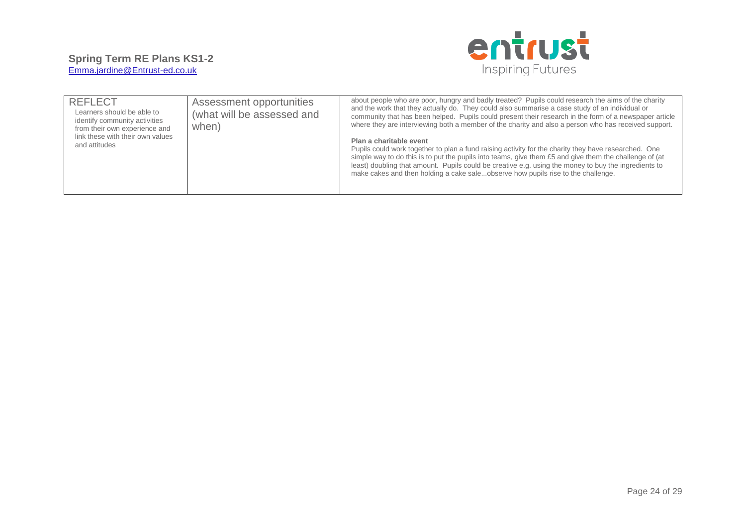| REFLECT<br>Learners should be able to identify community activities from their own experience and link these with their own values and attitudes | Assessment opportunities (what will be assessed and when) | about people who are poor, hungry and badly treated? Pupils could research the aims of the charity and the work that they actually do. They could also summarise a case study of an individual or community that has been helped. Pupils could present their research in the form of a newspaper article where they are interviewing both a member of the charity and also a person who has received support.<br><br>**Plan a charitable event**<br>Pupils could work together to plan a fund raising activity for the charity they have researched. One simple way to do this is to put the pupils into teams, give them £5 and give them the challenge of (at least) doubling that amount. Pupils could be creative e.g. using the money to buy the ingredients to make cakes and then holding a cake sale...observe how pupils rise to the challenge. |
|---|---|---|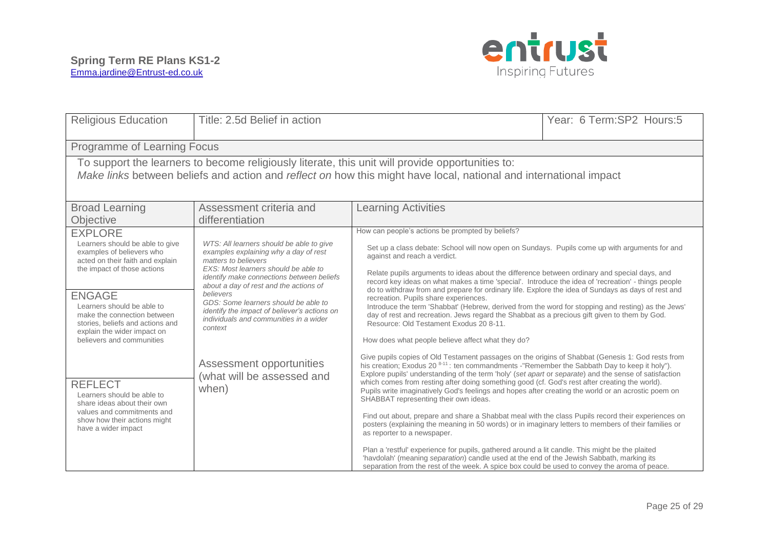**Spring Term RE Plans KS1-2**
Emma.jardine@Entrust-ed.co.uk

| Religious Education | Title: 2.5d Belief in action | Year: 6 Term:SP2 Hours:5 |
|---|---|---|
| **Programme of Learning Focus** | | |
| To support the learners to become religiously literate, this unit will provide opportunities to: *Make links* between beliefs and action and *reflect on* how this might have local, national and international impact | | |

| Broad Learning Objective | Assessment criteria and differentiation | Learning Activities |
|---|---|---|
| **EXPLORE**<br>Learners should be able to give examples of believers who acted on their faith and explain the impact of those actions<br><br>**ENGAGE**<br>Learners should be able to make the connection between stories, beliefs and actions and explain the wider impact on believers and communities<br><br>**REFLECT**<br>Learners should be able to share ideas about their own values and commitments and show how their actions might have a wider impact | *WTS: All learners should be able to give examples explaining why a day of rest matters to believers*<br>*EXS: Most learners should be able to identify make connections between beliefs about a day of rest and the actions of believers*<br>*GDS: Some learners should be able to identify the impact of believer's actions on individuals and communities in a wider context*<br><br>**Assessment opportunities (what will be assessed and when)** | How can people's actions be prompted by beliefs?<br><br>Set up a class debate: School will now open on Sundays. Pupils come up with arguments for and against and reach a verdict.<br><br>Relate pupils arguments to ideas about the difference between ordinary and special days, and record key ideas on what makes a time 'special'. Introduce the idea of 'recreation' - things people do to withdraw from and prepare for ordinary life. Explore the idea of Sundays as days of rest and recreation. Pupils share experiences.<br>Introduce the term 'Shabbat' (Hebrew, derived from the word for stopping and resting) as the Jews' day of rest and recreation. Jews regard the Shabbat as a precious gift given to them by God. Resource: Old Testament Exodus 20 8-11.<br><br>How does what people believe affect what they do?<br><br>Give pupils copies of Old Testament passages on the origins of Shabbat (Genesis 1: God rests from his creation; Exodus 20 [8-11]: ten commandments -"Remember the Sabbath Day to keep it holy"). Explore pupils' understanding of the term 'holy' (*set apart* or *separate*) and the sense of satisfaction which comes from resting after doing something good (cf. God's rest after creating the world). Pupils write imaginatively God's feelings and hopes after creating the world or an acrostic poem on SHABBAT representing their own ideas.<br><br>Find out about, prepare and share a Shabbat meal with the class Pupils record their experiences on posters (explaining the meaning in 50 words) or in imaginary letters to members of their families or as reporter to a newspaper.<br><br>Plan a 'restful' experience for pupils, gathered around a lit candle. This might be the plaited 'havdolah' (meaning *separation*) candle used at the end of the Jewish Sabbath, marking its separation from the rest of the week. A spice box could be used to convey the aroma of peace. |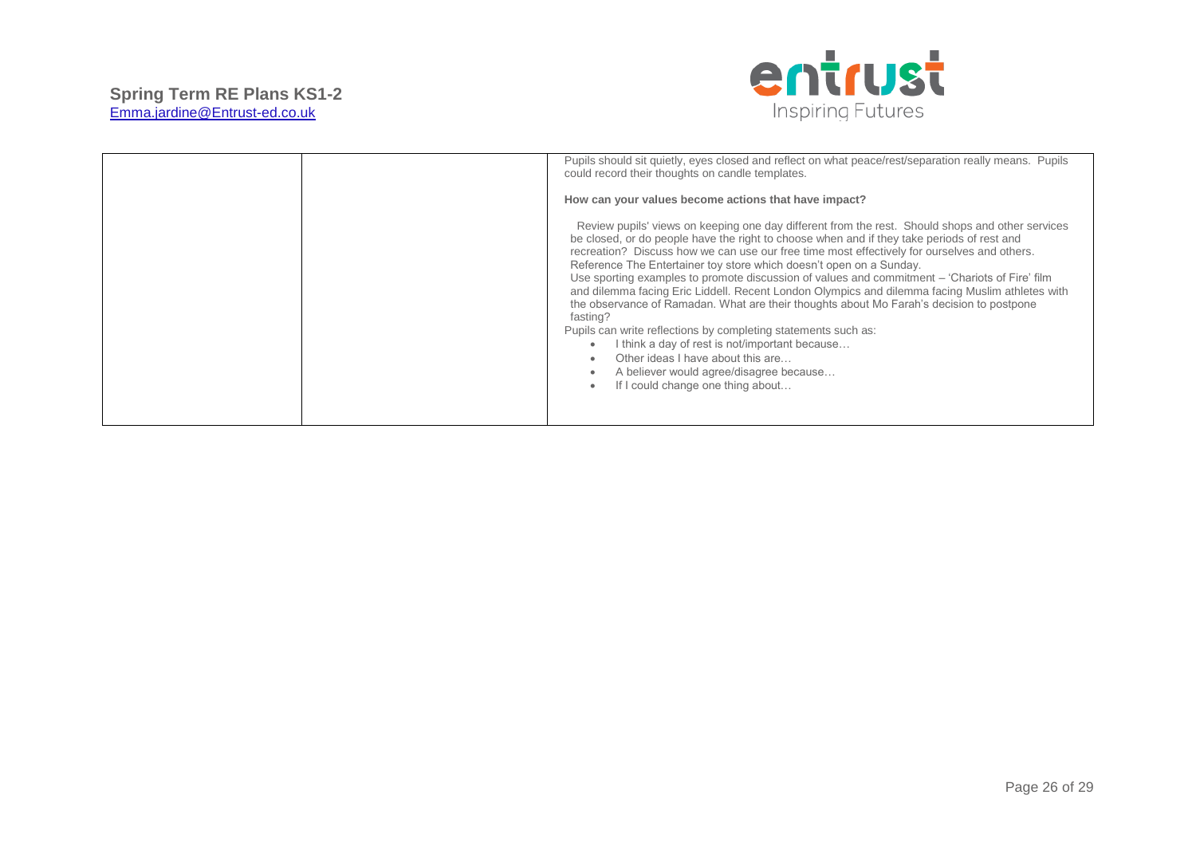| | | |
|---|---|---|
| | | Pupils should sit quietly, eyes closed and reflect on what peace/rest/separation really means. Pupils could record their thoughts on candle templates.<br><br>**How can your values become actions that have impact?**<br><br>Review pupils' views on keeping one day different from the rest. Should shops and other services be closed, or do people have the right to choose when and if they take periods of rest and recreation? Discuss how we can use our free time most effectively for ourselves and others. Reference The Entertainer toy store which doesn't open on a Sunday.<br>Use sporting examples to promote discussion of values and commitment – 'Chariots of Fire' film and dilemma facing Eric Liddell. Recent London Olympics and dilemma facing Muslim athletes with the observance of Ramadan. What are their thoughts about Mo Farah's decision to postpone fasting?<br>Pupils can write reflections by completing statements such as:<br>• I think a day of rest is not/important because…<br>• Other ideas I have about this are…<br>• A believer would agree/disagree because…<br>• If I could change one thing about… |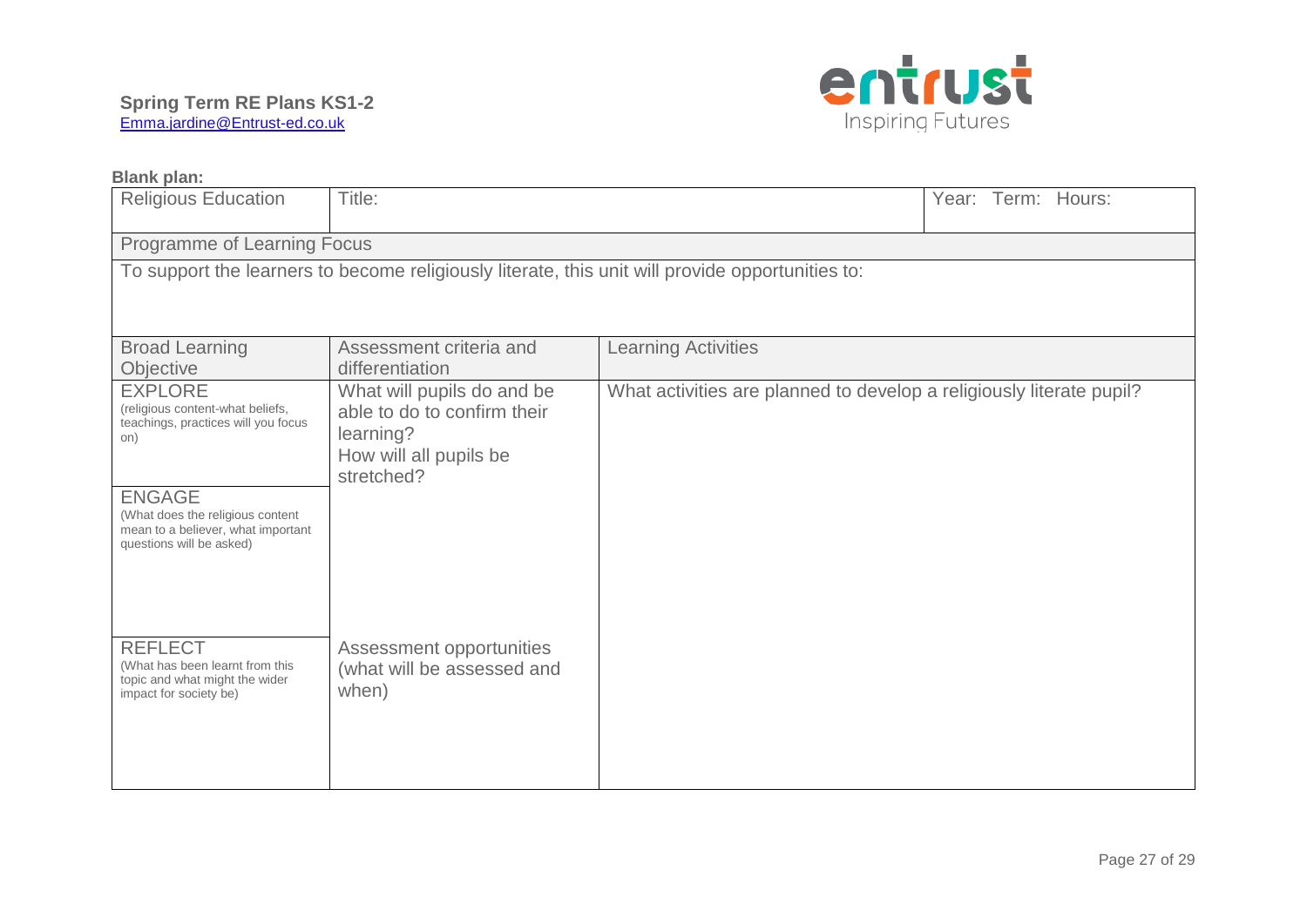**Spring Term RE Plans KS1-2**
Emma.jardine@Entrust-ed.co.uk

entrust
Inspiring Futures

**Blank plan:**

| Religious Education | Title: | | Year: Term: Hours: |
|---|---|---|---|
| Programme of Learning Focus | | | |
| To support the learners to become religiously literate, this unit will provide opportunities to: | | | |
| Broad Learning Objective | Assessment criteria and differentiation | Learning Activities | |
| EXPLORE (religious content-what beliefs, teachings, practices will you focus on) | What will pupils do and be able to do to confirm their learning? How will all pupils be stretched? | What activities are planned to develop a religiously literate pupil? | |
| ENGAGE (What does the religious content mean to a believer, what important questions will be asked) | | | |
| REFLECT (What has been learnt from this topic and what might the wider impact for society be) | Assessment opportunities (what will be assessed and when) | | |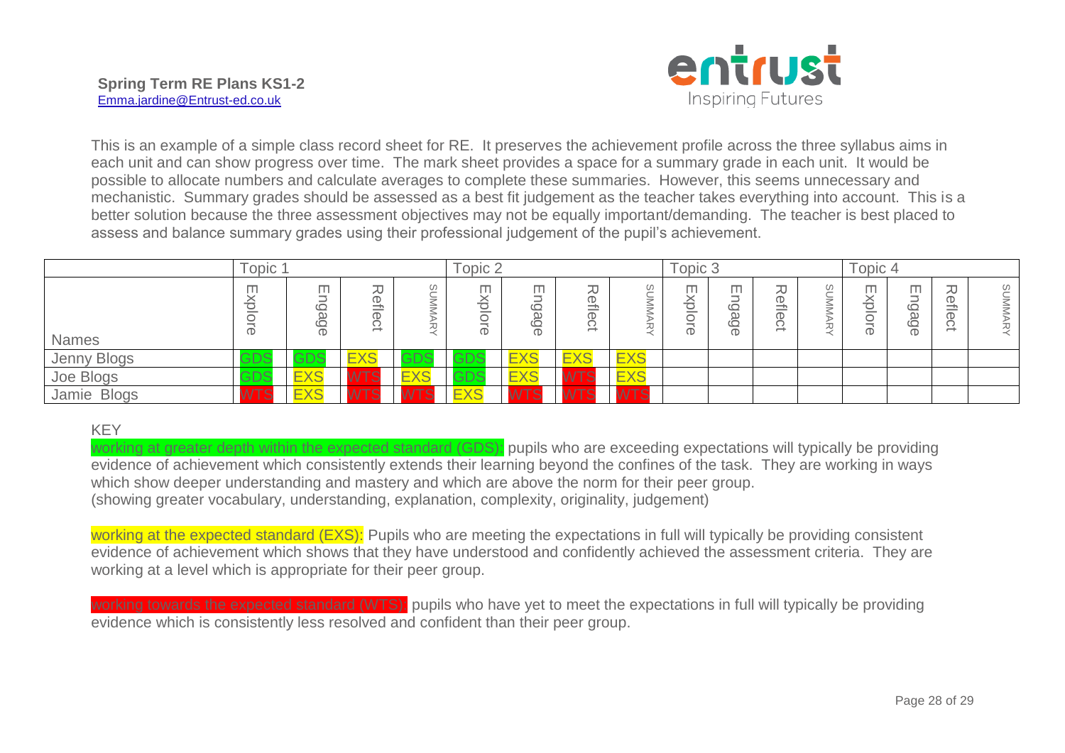**Spring Term RE Plans KS1-2**
Emma.jardine@Entrust-ed.co.uk

This is an example of a simple class record sheet for RE. It preserves the achievement profile across the three syllabus aims in each unit and can show progress over time. The mark sheet provides a space for a summary grade in each unit. It would be possible to allocate numbers and calculate averages to complete these summaries. However, this seems unnecessary and mechanistic. Summary grades should be assessed as a best fit judgement as the teacher takes everything into account. This is a better solution because the three assessment objectives may not be equally important/demanding. The teacher is best placed to assess and balance summary grades using their professional judgement of the pupil's achievement.

| | Topic 1 | | | | Topic 2 | | | | Topic 3 | | | | Topic 4 | | | |
|---|---|---|---|---|---|---|---|---|---|---|---|---|---|---|---|---|
| Names | Explore | Engage | Reflect | SUMMARY | Explore | Engage | Reflect | SUMMARY | Explore | Engage | Reflect | SUMMARY | Explore | Engage | Reflect | SUMMARY |
| Jenny Blogs | GDS | GDS | EXS | GDS | GDS | EXS | EXS | EXS | | | | | | | | |
| Joe Blogs | GDS | EXS | WTS | EXS | GDS | EXS | WTS | EXS | | | | | | | | |
| Jamie Blogs | WTS | EXS | WTS | WTS | EXS | WTS | WTS | WTS | | | | | | | | |

KEY

working at greater depth within the expected standard (GDS): pupils who are exceeding expectations will typically be providing evidence of achievement which consistently extends their learning beyond the confines of the task. They are working in ways which show deeper understanding and mastery and which are above the norm for their peer group.
(showing greater vocabulary, understanding, explanation, complexity, originality, judgement)

working at the expected standard (EXS): Pupils who are meeting the expectations in full will typically be providing consistent evidence of achievement which shows that they have understood and confidently achieved the assessment criteria. They are working at a level which is appropriate for their peer group.

working towards the expected standard (WTS): pupils who have yet to meet the expectations in full will typically be providing evidence which is consistently less resolved and confident than their peer group.